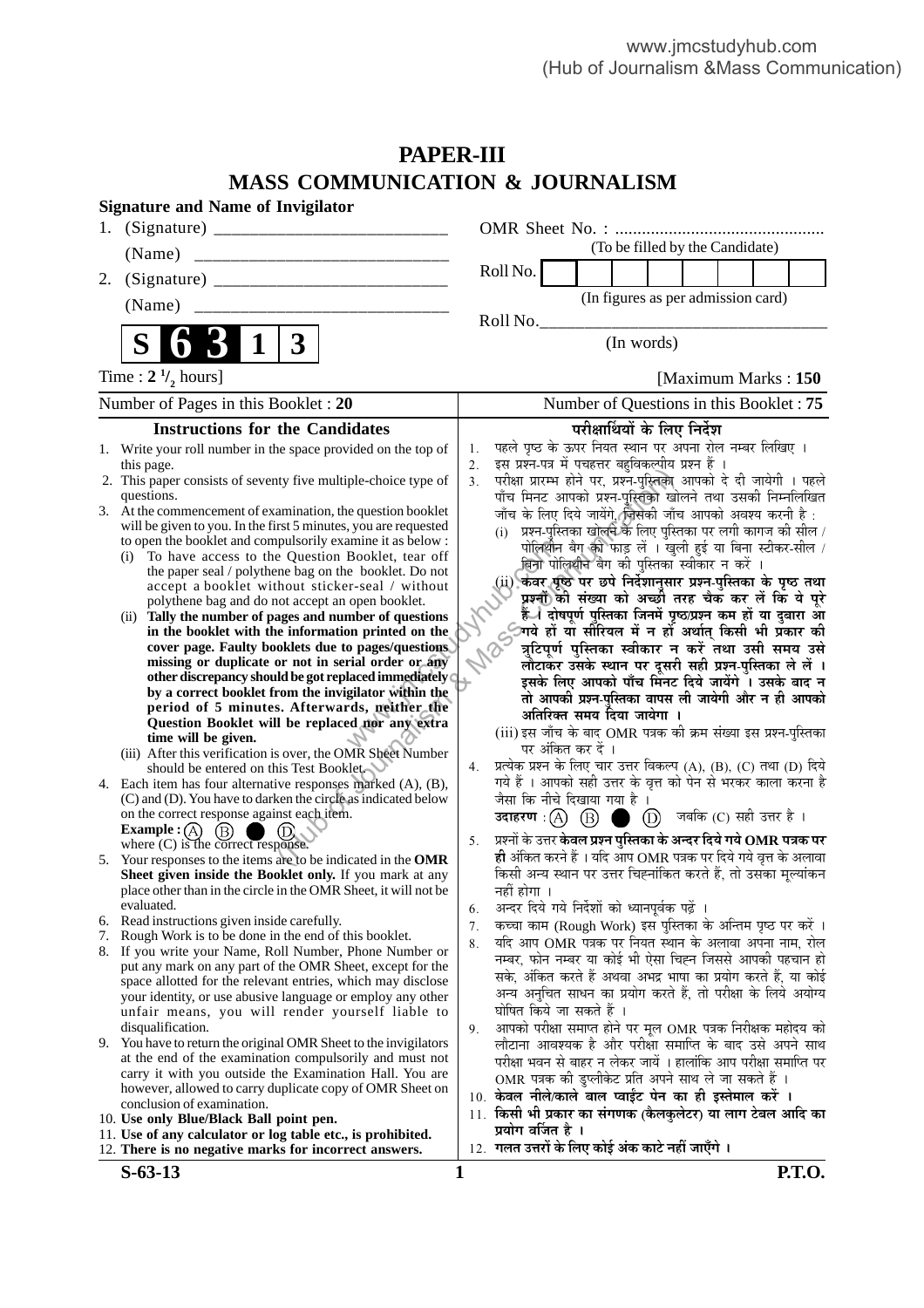www.jmcstudyhub.com
(Hub of Journalism &Mass Communication)

# PAPER-III
## MASS COMMUNICATION & JOURNALISM

**Signature and Name of Invigilator**

1. (Signature) __________________________

   (Name) ____________________________

2. (Signature) __________________________

   (Name) ____________________________

OMR Sheet No. : ...............................................
(To be filled by the Candidate)

Roll No. | | | | | | | | |
(In figures as per admission card)

Roll No.________________________________
(In words)

**S 6 3 1 3**

Time : $2\,^1/_2$ hours] [Maximum Marks : **150**

Number of Pages in this Booklet : **20**

Number of Questions in this Booklet : **75**

### Instructions for the Candidates

1. Write your roll number in the space provided on the top of this page.
2. This paper consists of seventy five multiple-choice type of questions.
3. At the commencement of examination, the question booklet will be given to you. In the first 5 minutes, you are requested to open the booklet and compulsorily examine it as below :
   (i) To have access to the Question Booklet, tear off the paper seal / polythene bag on the booklet. Do not accept a booklet without sticker-seal / without polythene bag and do not accept an open booklet.
   (ii) **Tally the number of pages and number of questions in the booklet with the information printed on the cover page. Faulty booklets due to pages/questions missing or duplicate or not in serial order or any other discrepancy should be got replaced immediately by a correct booklet from the invigilator within the period of 5 minutes. Afterwards, neither the Question Booklet will be replaced nor any extra time will be given.**
   (iii) After this verification is over, the OMR Sheet Number should be entered on this Test Booklet.
4. Each item has four alternative responses marked (A), (B), (C) and (D). You have to darken the circle as indicated below on the correct response against each item.
   **Example :** (A) (B) ● (D)
   where (C) is the correct response.
5. Your responses to the items are to be indicated in the **OMR Sheet given inside the Booklet only.** If you mark at any place other than in the circle in the OMR Sheet, it will not be evaluated.
6. Read instructions given inside carefully.
7. Rough Work is to be done in the end of this booklet.
8. If you write your Name, Roll Number, Phone Number or put any mark on any part of the OMR Sheet, except for the space allotted for the relevant entries, which may disclose your identity, or use abusive language or employ any other unfair means, you will render yourself liable to disqualification.
9. You have to return the original OMR Sheet to the invigilators at the end of the examination compulsorily and must not carry it with you outside the Examination Hall. You are however, allowed to carry duplicate copy of OMR Sheet on conclusion of examination.
10. **Use only Blue/Black Ball point pen.**
11. **Use of any calculator or log table etc., is prohibited.**
12. **There is no negative marks for incorrect answers.**

### परीक्षार्थियों के लिए निर्देश

1. पहले पृष्ठ के ऊपर नियत स्थान पर अपना रोल नम्बर लिखिए ।
2. इस प्रश्न-पत्र में पचहत्तर बहुविकल्पीय प्रश्न हैं ।
3. परीक्षा प्रारम्भ होने पर, प्रश्न-पुस्तिका आपको दे दी जायेगी । पहले पाँच मिनट आपको प्रश्न-पुस्तिका खोलने तथा उसकी निम्नलिखित जाँच के लिए दिये जायेंगे, जिसकी जाँच आपको अवश्य करनी है :
   (i) प्रश्न-पुस्तिका खोलने के लिए पुस्तिका पर लगी कागज की सील / पोलिथीन बैग को फाड़ लें । खुली हुई या बिना स्टीकर-सील / बिना पोलिथीन बैग की पुस्तिका स्वीकार न करें ।
   (ii) **कवर पृष्ठ पर छपे निर्देशानुसार प्रश्न-पुस्तिका के पृष्ठ तथा प्रश्नों की संख्या को अच्छी तरह चैक कर लें कि ये पूरे हैं । दोषपूर्ण पुस्तिका जिनमें पृष्ठ/प्रश्न कम हों या दुबारा आ गये हों या सीरियल में न हों अर्थात् किसी भी प्रकार की त्रुटिपूर्ण पुस्तिका स्वीकार न करें तथा उसी समय उसे लौटाकर उसके स्थान पर दूसरी सही प्रश्न-पुस्तिका ले लें । इसके लिए आपको पाँच मिनट दिये जायेंगे । उसके बाद न तो आपकी प्रश्न-पुस्तिका वापस ली जायेगी और न ही आपको अतिरिक्त समय दिया जायेगा ।**
   (iii) इस जाँच के बाद OMR पत्रक की क्रम संख्या इस प्रश्न-पुस्तिका पर अंकित कर दें ।
4. प्रत्येक प्रश्न के लिए चार उत्तर विकल्प (A), (B), (C) तथा (D) दिये गये हैं । आपको सही उत्तर के वृत्त को पेन से भरकर काला करना है जैसा कि नीचे दिखाया गया है ।
   **उदाहरण :** (A) (B) ● (D) जबकि (C) सही उत्तर है ।
5. प्रश्नों के उत्तर **केवल प्रश्न पुस्तिका के अन्दर दिये गये OMR पत्रक पर ही** अंकित करने हैं । यदि आप OMR पत्रक पर दिये गये वृत्त के अलावा किसी अन्य स्थान पर उत्तर चिह्नांकित करते हैं, तो उसका मूल्यांकन नहीं होगा ।
6. अन्दर दिये गये निर्देशों को ध्यानपूर्वक पढ़ें ।
7. कच्चा काम (Rough Work) इस पुस्तिका के अन्तिम पृष्ठ पर करें ।
8. यदि आप OMR पत्रक पर नियत स्थान के अलावा अपना नाम, रोल नम्बर, फोन नम्बर या कोई भी ऐसा चिह्न जिससे आपकी पहचान हो सके, अंकित करते हैं अथवा अभद्र भाषा का प्रयोग करते हैं, या कोई अन्य अनुचित साधन का प्रयोग करते हैं, तो परीक्षा के लिये अयोग्य घोषित किये जा सकते हैं ।
9. आपको परीक्षा समाप्त होने पर मूल OMR पत्रक निरीक्षक महोदय को लौटाना आवश्यक है और परीक्षा समाप्ति के बाद उसे अपने साथ परीक्षा भवन से बाहर न लेकर जायें । हालांकि आप परीक्षा समाप्ति पर OMR पत्रक की डुप्लीकेट प्रति अपने साथ ले जा सकते हैं ।
10. **केवल नीले/काले बाल प्वाईंट पेन का ही इस्तेमाल करें ।**
11. **किसी भी प्रकार का संगणक (कैलकुलेटर) या लाग टेबल आदि का प्रयोग वर्जित है ।**
12. **गलत उत्तरों के लिए कोई अंक काटे नहीं जाएँगे ।**

**S-63-13** **P.T.O.**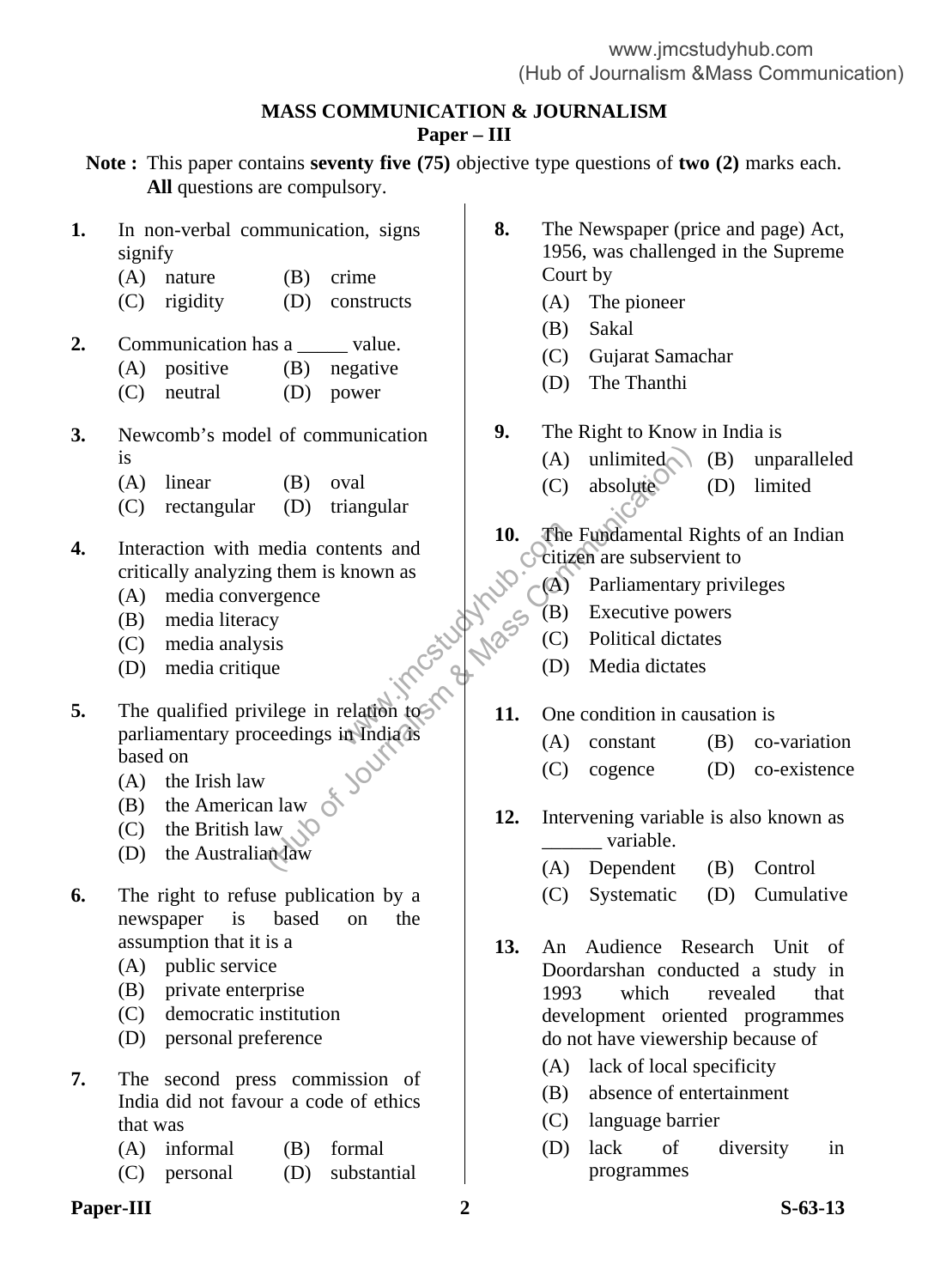## MASS COMMUNICATION & JOURNALISM

### Paper – III

**Note :** This paper contains **seventy five (75)** objective type questions of **two (2)** marks each. **All** questions are compulsory.

**1.** In non-verbal communication, signs signify

(A) nature (B) crime
(C) rigidity (D) constructs

**2.** Communication has a _____ value.

(A) positive (B) negative
(C) neutral (D) power

**3.** Newcomb's model of communication is

(A) linear (B) oval
(C) rectangular (D) triangular

**4.** Interaction with media contents and critically analyzing them is known as

(A) media convergence
(B) media literacy
(C) media analysis
(D) media critique

**5.** The qualified privilege in relation to parliamentary proceedings in India is based on

(A) the Irish law
(B) the American law
(C) the British law
(D) the Australian law

**6.** The right to refuse publication by a newspaper is based on the assumption that it is a

(A) public service
(B) private enterprise
(C) democratic institution
(D) personal preference

**7.** The second press commission of India did not favour a code of ethics that was

(A) informal (B) formal
(C) personal (D) substantial

**8.** The Newspaper (price and page) Act, 1956, was challenged in the Supreme Court by

(A) The pioneer
(B) Sakal
(C) Gujarat Samachar
(D) The Thanthi

**9.** The Right to Know in India is

(A) unlimited (B) unparalleled
(C) absolute (D) limited

**10.** The Fundamental Rights of an Indian citizen are subservient to

(A) Parliamentary privileges
(B) Executive powers
(C) Political dictates
(D) Media dictates

**11.** One condition in causation is

(A) constant (B) co-variation
(C) cogence (D) co-existence

**12.** Intervening variable is also known as ______ variable.

(A) Dependent (B) Control
(C) Systematic (D) Cumulative

**13.** An Audience Research Unit of Doordarshan conducted a study in 1993 which revealed that development oriented programmes do not have viewership because of

(A) lack of local specificity
(B) absence of entertainment
(C) language barrier
(D) lack of diversity in programmes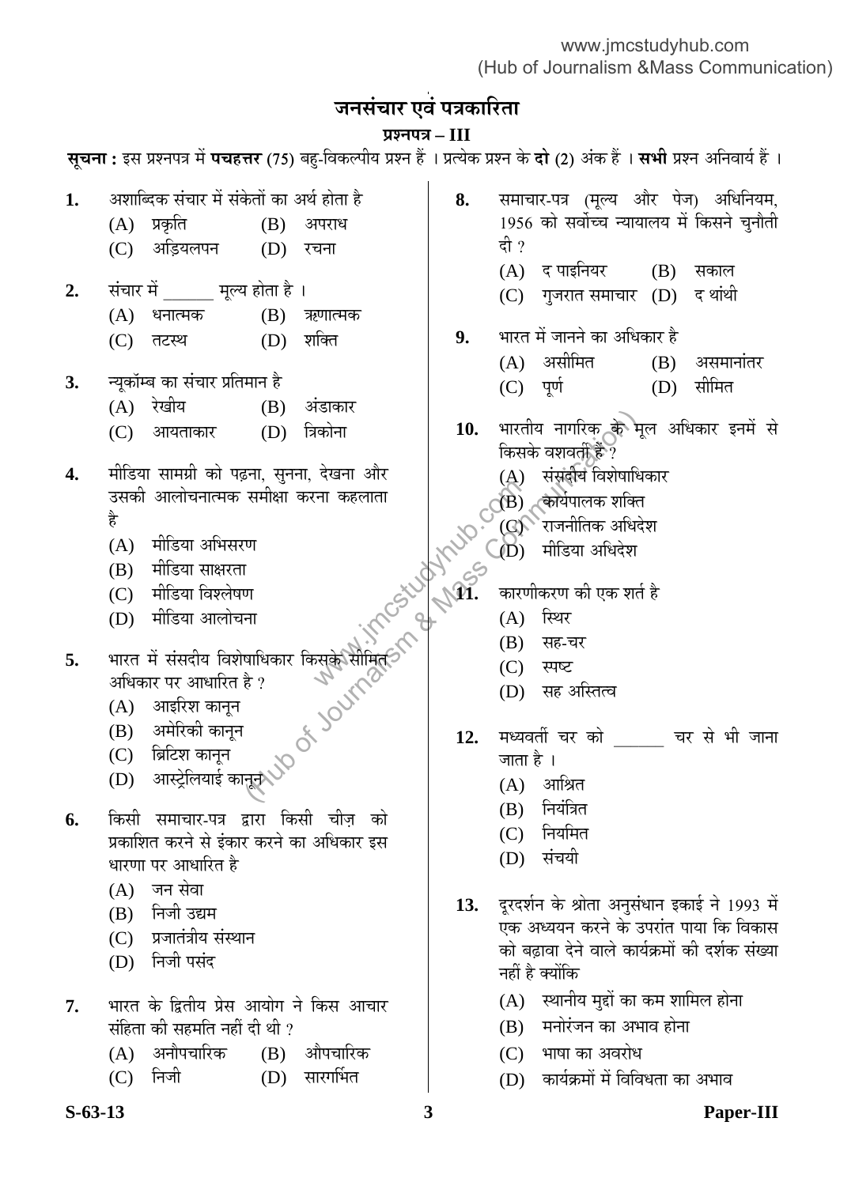# जनसंचार एवं पत्रकारिता

## प्रश्नपत्र – III

**सूचना :** इस प्रश्नपत्र में **पचहत्तर** (75) बहु-विकल्पीय प्रश्न हैं । प्रत्येक प्रश्न के **दो** (2) अंक हैं । **सभी** प्रश्न अनिवार्य हैं ।

**1.** अशाब्दिक संचार में संकेतों का अर्थ होता है

(A) प्रकृति (B) अपराध

(C) अड़ियलपन (D) रचना

**2.** संचार में ______ मूल्य होता है ।

(A) धनात्मक (B) ऋणात्मक

(C) तटस्थ (D) शक्ति

**3.** न्यूकॉम्ब का संचार प्रतिमान है

(A) रेखीय (B) अंडाकार

(C) आयताकार (D) त्रिकोना

**4.** मीडिया सामग्री को पढ़ना, सुनना, देखना और उसकी आलोचनात्मक समीक्षा करना कहलाता है

(A) मीडिया अभिसरण

(B) मीडिया साक्षरता

(C) मीडिया विश्लेषण

(D) मीडिया आलोचना

**5.** भारत में संसदीय विशेषाधिकार किसके सीमित अधिकार पर आधारित है ?

(A) आइरिश कानून

(B) अमेरिकी कानून

(C) ब्रिटिश कानून

(D) आस्ट्रेलियाई कानून

**6.** किसी समाचार-पत्र द्वारा किसी चीज़ को प्रकाशित करने से इंकार करने का अधिकार इस धारणा पर आधारित है

(A) जन सेवा

(B) निजी उद्यम

(C) प्रजातंत्रीय संस्थान

(D) निजी पसंद

**7.** भारत के द्वितीय प्रेस आयोग ने किस आचार संहिता की सहमति नहीं दी थी ?

(A) अनौपचारिक (B) औपचारिक

(C) निजी (D) सारगर्भित

**8.** समाचार-पत्र (मूल्य और पेज) अधिनियम, 1956 को सर्वोच्च न्यायालय में किसने चुनौती दी ?

(A) द पाइनियर (B) सकाल

(C) गुजरात समाचार (D) द थांथी

**9.** भारत में जानने का अधिकार है

(A) असीमित (B) असमानांतर

(C) पूर्ण (D) सीमित

**10.** भारतीय नागरिक के मूल अधिकार इनमें से किसके वशवर्ती हैं ?

(A) संसदीय विशेषाधिकार

(B) कार्यपालक शक्ति

(C) राजनीतिक अधिदेश

(D) मीडिया अधिदेश

**11.** कारणीकरण की एक शर्त है

(A) स्थिर

(B) सह-चर

(C) स्पष्ट

(D) सह अस्तित्व

**12.** मध्यवर्ती चर को ______ चर से भी जाना जाता है ।

(A) आश्रित

(B) नियंत्रित

(C) नियमित

(D) संचयी

**13.** दूरदर्शन के श्रोता अनुसंधान इकाई ने 1993 में एक अध्ययन करने के उपरांत पाया कि विकास को बढ़ावा देने वाले कार्यक्रमों की दर्शक संख्या नहीं है क्योंकि

(A) स्थानीय मुद्दों का कम शामिल होना

(B) मनोरंजन का अभाव होना

(C) भाषा का अवरोध

(D) कार्यक्रमों में विविधता का अभाव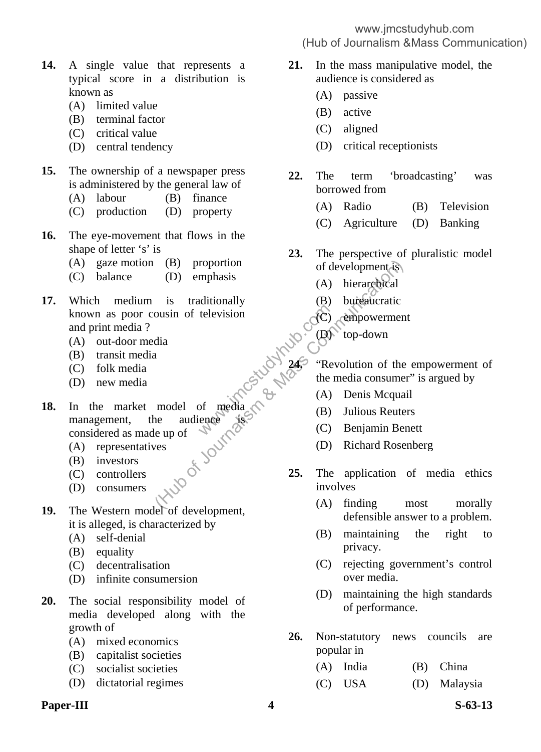**14.** A single value that represents a typical score in a distribution is known as

(A) limited value
(B) terminal factor
(C) critical value
(D) central tendency

**15.** The ownership of a newspaper press is administered by the general law of

(A) labour
(B) finance
(C) production
(D) property

**16.** The eye-movement that flows in the shape of letter 's' is

(A) gaze motion
(B) proportion
(C) balance
(D) emphasis

**17.** Which medium is traditionally known as poor cousin of television and print media ?

(A) out-door media
(B) transit media
(C) folk media
(D) new media

**18.** In the market model of media management, the audience is considered as made up of

(A) representatives
(B) investors
(C) controllers
(D) consumers

**19.** The Western model of development, it is alleged, is characterized by

(A) self-denial
(B) equality
(C) decentralisation
(D) infinite consumersion

**20.** The social responsibility model of media developed along with the growth of

(A) mixed economics
(B) capitalist societies
(C) socialist societies
(D) dictatorial regimes

**21.** In the mass manipulative model, the audience is considered as

(A) passive
(B) active
(C) aligned
(D) critical receptionists

**22.** The term 'broadcasting' was borrowed from

(A) Radio
(B) Television
(C) Agriculture
(D) Banking

**23.** The perspective of pluralistic model of development is

(A) hierarchical
(B) bureaucratic
(C) empowerment
(D) top-down

**24.** "Revolution of the empowerment of the media consumer" is argued by

(A) Denis Mcquail
(B) Julious Reuters
(C) Benjamin Benett
(D) Richard Rosenberg

**25.** The application of media ethics involves

(A) finding most morally defensible answer to a problem.
(B) maintaining the right to privacy.
(C) rejecting government's control over media.
(D) maintaining the high standards of performance.

**26.** Non-statutory news councils are popular in

(A) India
(B) China
(C) USA
(D) Malaysia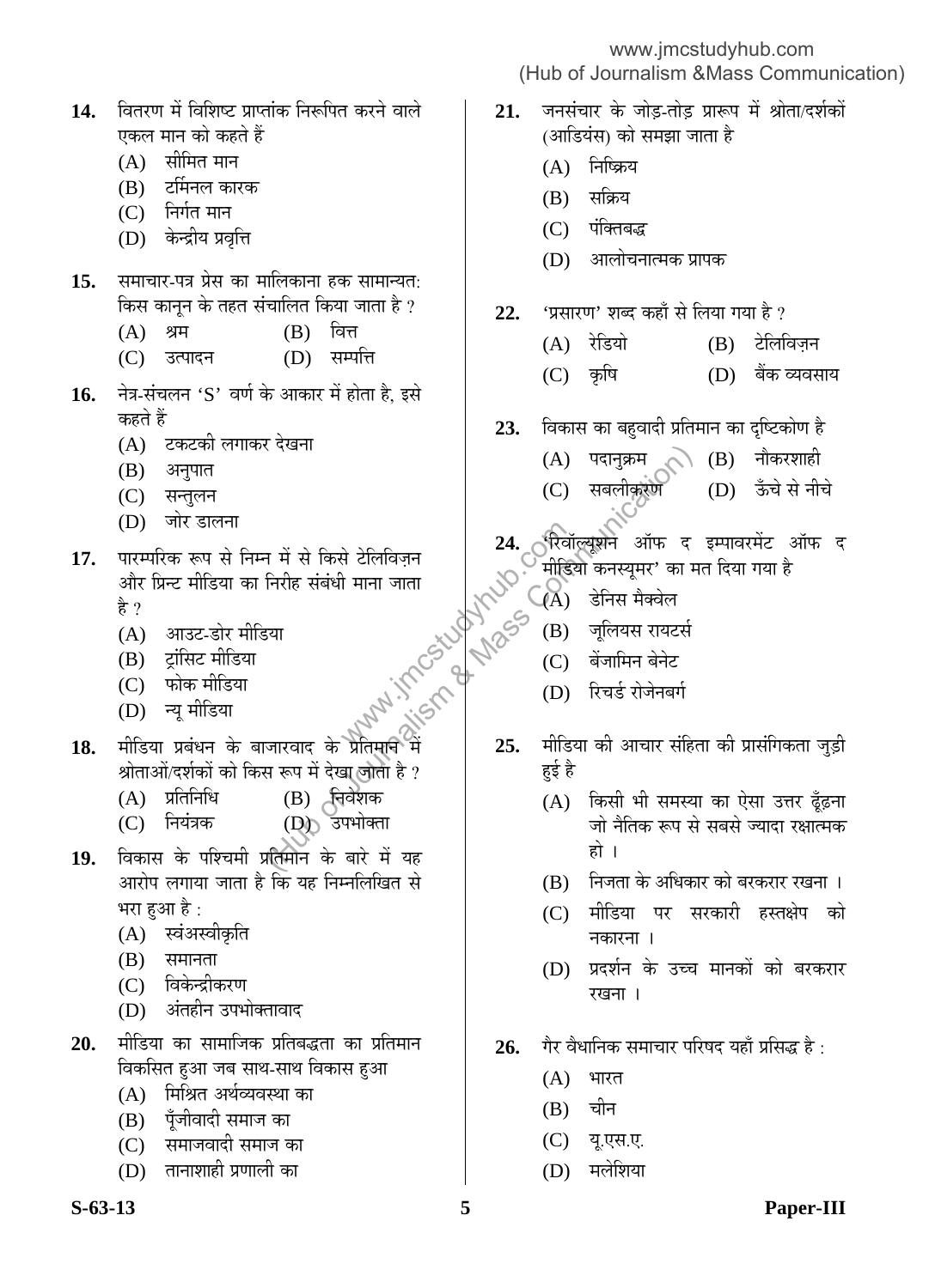**14.** वितरण में विशिष्ट प्राप्तांक निरूपित करने वाले एकल मान को कहते हैं

(A) सीमित मान
(B) टर्मिनल कारक
(C) निर्गत मान
(D) केन्द्रीय प्रवृत्ति

**15.** समाचार-पत्र प्रेस का मालिकाना हक सामान्यत: किस कानून के तहत संचालित किया जाता है ?

(A) श्रम
(B) वित्त
(C) उत्पादन
(D) सम्पत्ति

**16.** नेत्र-संचलन 'S' वर्ण के आकार में होता है, इसे कहते हैं

(A) टकटकी लगाकर देखना
(B) अनुपात
(C) सन्तुलन
(D) जोर डालना

**17.** पारम्परिक रूप से निम्न में से किसे टेलिविज़न और प्रिन्ट मीडिया का निरीह संबंधी माना जाता है ?

(A) आउट-डोर मीडिया
(B) ट्रांसिट मीडिया
(C) फोक मीडिया
(D) न्यू मीडिया

**18.** मीडिया प्रबंधन के बाजारवाद के प्रतिमान में श्रोताओं/दर्शकों को किस रूप में देखा जाता है ?

(A) प्रतिनिधि
(B) निवेशक
(C) नियंत्रक
(D) उपभोक्ता

**19.** विकास के पश्चिमी प्रतिमान के बारे में यह आरोप लगाया जाता है कि यह निम्नलिखित से भरा हुआ है :

(A) स्वंअस्वीकृति
(B) समानता
(C) विकेन्द्रीकरण
(D) अंतहीन उपभोक्तावाद

**20.** मीडिया का सामाजिक प्रतिबद्धता का प्रतिमान विकसित हुआ जब साथ-साथ विकास हुआ

(A) मिश्रित अर्थव्यवस्था का
(B) पूँजीवादी समाज का
(C) समाजवादी समाज का
(D) तानाशाही प्रणाली का

**21.** जनसंचार के जोड़-तोड़ प्रारूप में श्रोता/दर्शकों (आडियंस) को समझा जाता है

(A) निष्क्रिय
(B) सक्रिय
(C) पंक्तिबद्ध
(D) आलोचनात्मक प्रापक

**22.** 'प्रसारण' शब्द कहाँ से लिया गया है ?

(A) रेडियो
(B) टेलिविज़न
(C) कृषि
(D) बैंक व्यवसाय

**23.** विकास का बहुवादी प्रतिमान का दृष्टिकोण है

(A) पदानुक्रम
(B) नौकरशाही
(C) सबलीकरण
(D) ऊँचे से नीचे

**24.** 'रिवॉल्यूशन ऑफ द इम्पावरमेंट ऑफ द मीडिया कनस्यूमर' का मत दिया गया है

(A) डेनिस मैक्वेल
(B) जूलियस रायटर्स
(C) बेंजामिन बेनेट
(D) रिचर्ड रोजेनबर्ग

**25.** मीडिया की आचार संहिता की प्रासंगिकता जुड़ी हुई है

(A) किसी भी समस्या का ऐसा उत्तर ढूँढ़ना जो नैतिक रूप से सबसे ज्यादा रक्षात्मक हो ।
(B) निजता के अधिकार को बरकरार रखना ।
(C) मीडिया पर सरकारी हस्तक्षेप को नकारना ।
(D) प्रदर्शन के उच्च मानकों को बरकरार रखना ।

**26.** गैर वैधानिक समाचार परिषद यहाँ प्रसिद्ध है :

(A) भारत
(B) चीन
(C) यू.एस.ए.
(D) मलेशिया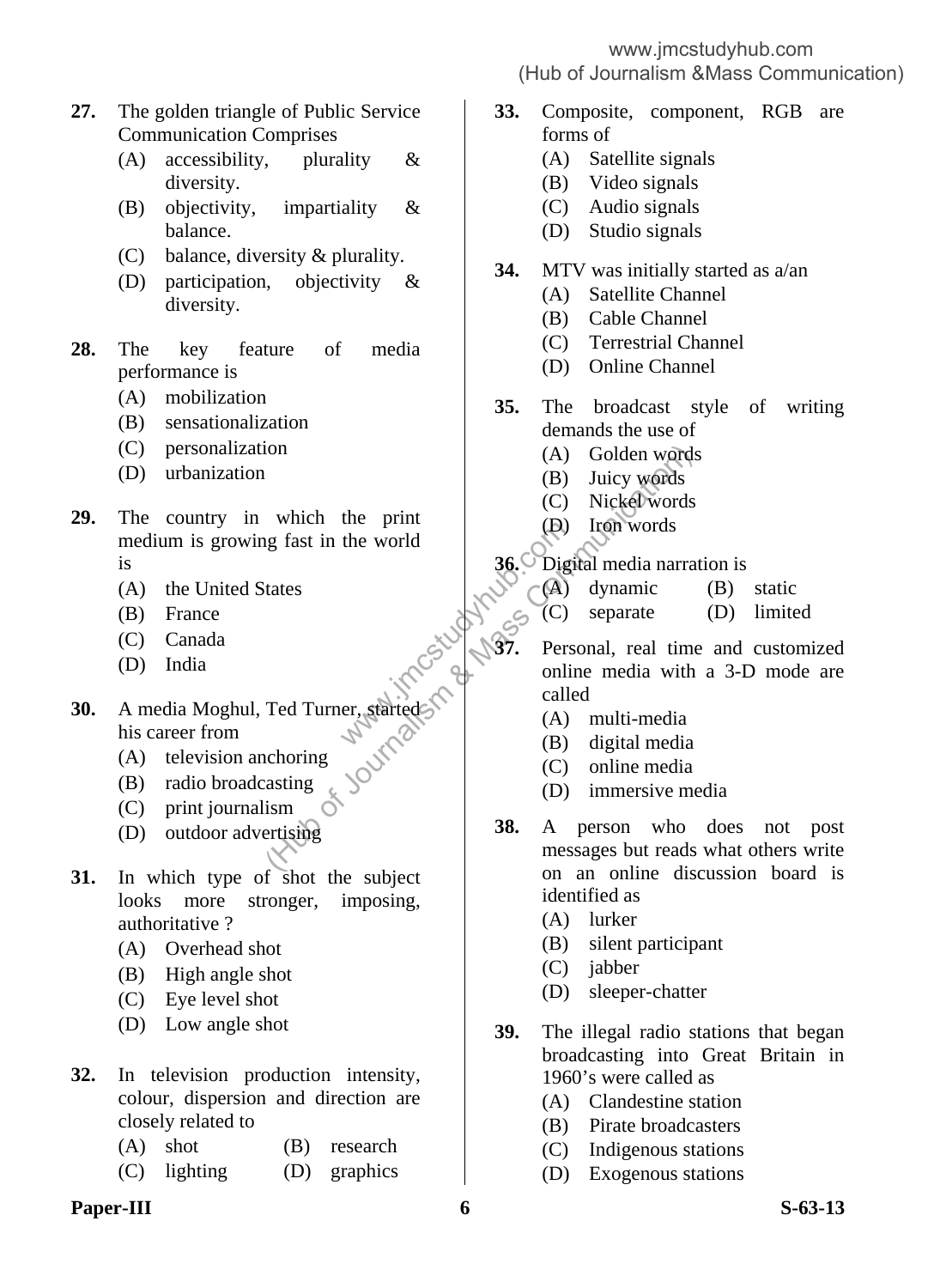27. The golden triangle of Public Service Communication Comprises
   - (A) accessibility, plurality & diversity.
   - (B) objectivity, impartiality & balance.
   - (C) balance, diversity & plurality.
   - (D) participation, objectivity & diversity.

28. The key feature of media performance is
   - (A) mobilization
   - (B) sensationalization
   - (C) personalization
   - (D) urbanization

29. The country in which the print medium is growing fast in the world is
   - (A) the United States
   - (B) France
   - (C) Canada
   - (D) India

30. A media Moghul, Ted Turner, started his career from
   - (A) television anchoring
   - (B) radio broadcasting
   - (C) print journalism
   - (D) outdoor advertising

31. In which type of shot the subject looks more stronger, imposing, authoritative ?
   - (A) Overhead shot
   - (B) High angle shot
   - (C) Eye level shot
   - (D) Low angle shot

32. In television production intensity, colour, dispersion and direction are closely related to
   - (A) shot
   - (B) research
   - (C) lighting
   - (D) graphics

33. Composite, component, RGB are forms of
   - (A) Satellite signals
   - (B) Video signals
   - (C) Audio signals
   - (D) Studio signals

34. MTV was initially started as a/an
   - (A) Satellite Channel
   - (B) Cable Channel
   - (C) Terrestrial Channel
   - (D) Online Channel

35. The broadcast style of writing demands the use of
   - (A) Golden words
   - (B) Juicy words
   - (C) Nickel words
   - (D) Iron words

36. Digital media narration is
   - (A) dynamic
   - (B) static
   - (C) separate
   - (D) limited

37. Personal, real time and customized online media with a 3-D mode are called
   - (A) multi-media
   - (B) digital media
   - (C) online media
   - (D) immersive media

38. A person who does not post messages but reads what others write on an online discussion board is identified as
   - (A) lurker
   - (B) silent participant
   - (C) jabber
   - (D) sleeper-chatter

39. The illegal radio stations that began broadcasting into Great Britain in 1960's were called as
   - (A) Clandestine station
   - (B) Pirate broadcasters
   - (C) Indigenous stations
   - (D) Exogenous stations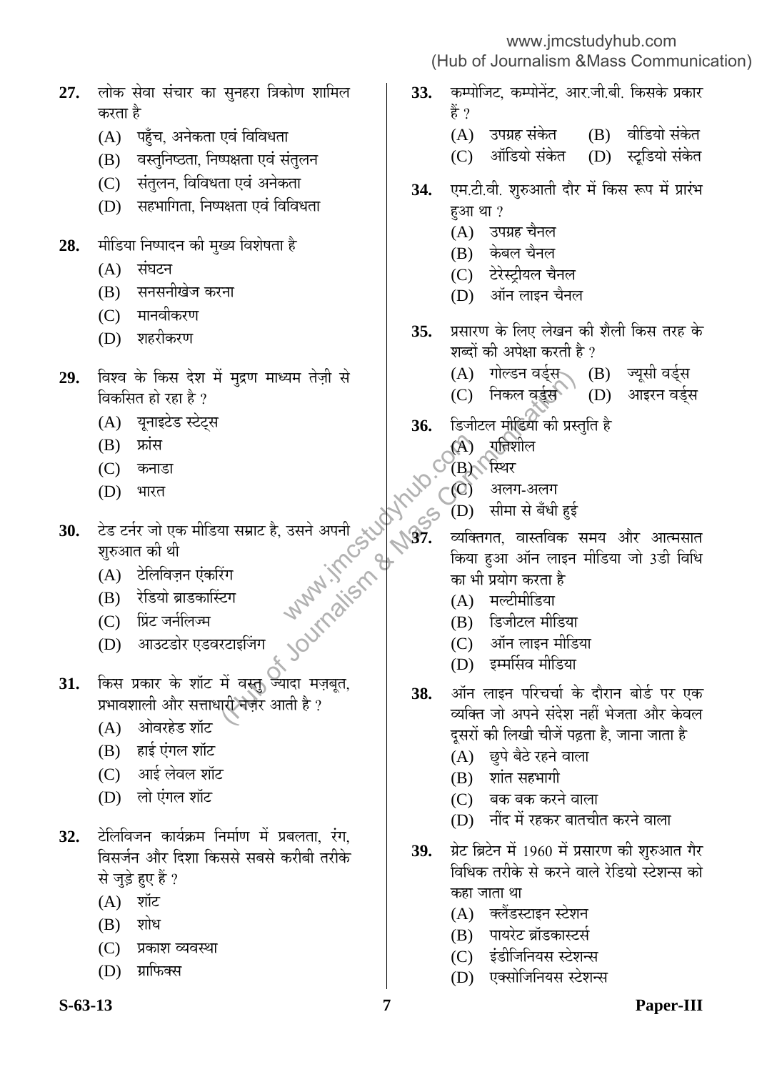27. लोक सेवा संचार का सुनहरा त्रिकोण शामिल करता है

(A) पहुँच, अनेकता एवं विविधता
(B) वस्तुनिष्ठता, निष्पक्षता एवं संतुलन
(C) संतुलन, विविधता एवं अनेकता
(D) सहभागिता, निष्पक्षता एवं विविधता

28. मीडिया निष्पादन की मुख्य विशेषता है

(A) संघटन
(B) सनसनीखेज करना
(C) मानवीकरण
(D) शहरीकरण

29. विश्व के किस देश में मुद्रण माध्यम तेज़ी से विकसित हो रहा है ?

(A) यूनाइटेड स्टेट्स
(B) फ्रांस
(C) कनाडा
(D) भारत

30. टेड टर्नर जो एक मीडिया सम्राट है, उसने अपनी शुरुआत की थी

(A) टेलिविज़न एंकरिंग
(B) रेडियो ब्राडकास्टिंग
(C) प्रिंट जर्नलिज्म
(D) आउटडोर एडवरटाइजिंग

31. किस प्रकार के शॉट में वस्तु ज्यादा मज़बूत, प्रभावशाली और सत्ताधारी नज़र आती है ?

(A) ओवरहेड शॉट
(B) हाई एंगल शॉट
(C) आई लेवल शॉट
(D) लो एंगल शॉट

32. टेलिविजन कार्यक्रम निर्माण में प्रबलता, रंग, विसर्जन और दिशा किससे सबसे करीबी तरीके से जुड़े हुए हैं ?

(A) शॉट
(B) शोध
(C) प्रकाश व्यवस्था
(D) ग्राफिक्स

33. कम्पोजिट, कम्पोनेंट, आर.जी.बी. किसके प्रकार हैं ?

(A) उपग्रह संकेत
(B) वीडियो संकेत
(C) ऑडियो संकेत
(D) स्टूडियो संकेत

34. एम.टी.वी. शुरुआती दौर में किस रूप में प्रारंभ हुआ था ?

(A) उपग्रह चैनल
(B) केबल चैनल
(C) टेरेस्ट्रीयल चैनल
(D) ऑन लाइन चैनल

35. प्रसारण के लिए लेखन की शैली किस तरह के शब्दों की अपेक्षा करती है ?

(A) गोल्डन वर्ड्स
(B) ज्यूसी वर्ड्स
(C) निकल वर्ड्स
(D) आइरन वर्ड्स

36. डिजीटल मीडिया की प्रस्तुति है

(A) गतिशील
(B) स्थिर
(C) अलग-अलग
(D) सीमा से बँधी हुई

37. व्यक्तिगत, वास्तविक समय और आत्मसात किया हुआ ऑन लाइन मीडिया जो 3डी विधि का भी प्रयोग करता है

(A) मल्टीमीडिया
(B) डिजीटल मीडिया
(C) ऑन लाइन मीडिया
(D) इम्मर्सिव मीडिया

38. ऑन लाइन परिचर्चा के दौरान बोर्ड पर एक व्यक्ति जो अपने संदेश नहीं भेजता और केवल दूसरों की लिखी चीजें पढ़ता है, जाना जाता है

(A) छुपे बैठे रहने वाला
(B) शांत सहभागी
(C) बक बक करने वाला
(D) नींद में रहकर बातचीत करने वाला

39. ग्रेट ब्रिटेन में 1960 में प्रसारण की शुरुआत गैर विधिक तरीके से करने वाले रेडियो स्टेशन्स को कहा जाता था

(A) क्लैंडस्टाइन स्टेशन
(B) पायरेट ब्रॉडकास्टर्स
(C) इंडीजिनियस स्टेशन्स
(D) एक्सोजिनियस स्टेशन्स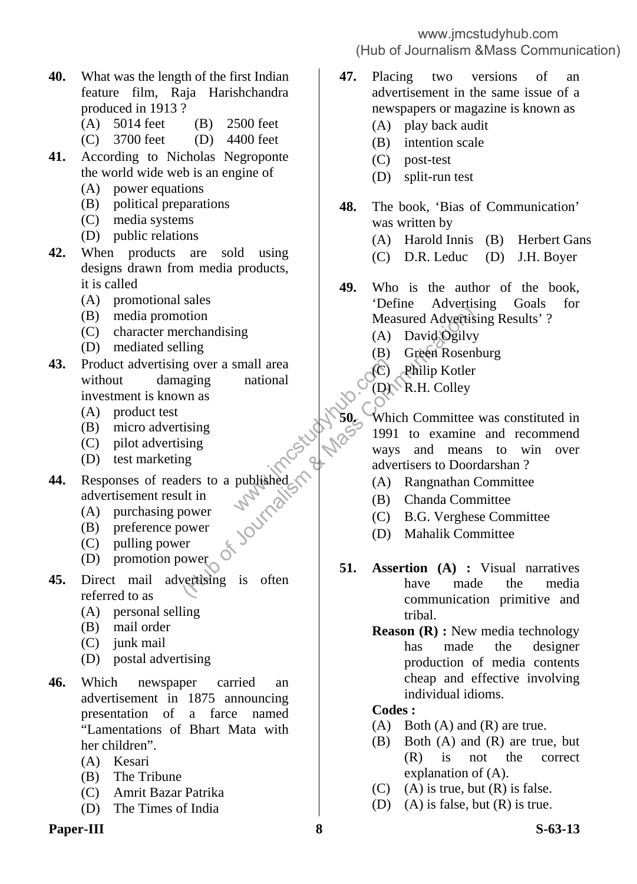**40.** What was the length of the first Indian feature film, Raja Harishchandra produced in 1913 ?

(A) 5014 feet (B) 2500 feet

(C) 3700 feet (D) 4400 feet

**41.** According to Nicholas Negroponte the world wide web is an engine of

(A) power equations

(B) political preparations

(C) media systems

(D) public relations

**42.** When products are sold using designs drawn from media products, it is called

(A) promotional sales

(B) media promotion

(C) character merchandising

(D) mediated selling

**43.** Product advertising over a small area without damaging national investment is known as

(A) product test

(B) micro advertising

(C) pilot advertising

(D) test marketing

**44.** Responses of readers to a published advertisement result in

(A) purchasing power

(B) preference power

(C) pulling power

(D) promotion power

**45.** Direct mail advertising is often referred to as

(A) personal selling

(B) mail order

(C) junk mail

(D) postal advertising

**46.** Which newspaper carried an advertisement in 1875 announcing presentation of a farce named "Lamentations of Bhart Mata with her children".

(A) Kesari

(B) The Tribune

(C) Amrit Bazar Patrika

(D) The Times of India

**47.** Placing two versions of an advertisement in the same issue of a newspapers or magazine is known as

(A) play back audit

(B) intention scale

(C) post-test

(D) split-run test

**48.** The book, 'Bias of Communication' was written by

(A) Harold Innis (B) Herbert Gans

(C) D.R. Leduc (D) J.H. Boyer

**49.** Who is the author of the book, 'Define Advertising Goals for Measured Advertising Results' ?

(A) David Ogilvy

(B) Green Rosenburg

(C) Philip Kotler

(D) R.H. Colley

**50.** Which Committee was constituted in 1991 to examine and recommend ways and means to win over advertisers to Doordarshan ?

(A) Rangnathan Committee

(B) Chanda Committee

(C) B.G. Verghese Committee

(D) Mahalik Committee

**51.** **Assertion (A) :** Visual narratives have made the media communication primitive and tribal.

**Reason (R) :** New media technology has made the designer production of media contents cheap and effective involving individual idioms.

**Codes :**

(A) Both (A) and (R) are true.

(B) Both (A) and (R) are true, but (R) is not the correct explanation of (A).

(C) (A) is true, but (R) is false.

(D) (A) is false, but (R) is true.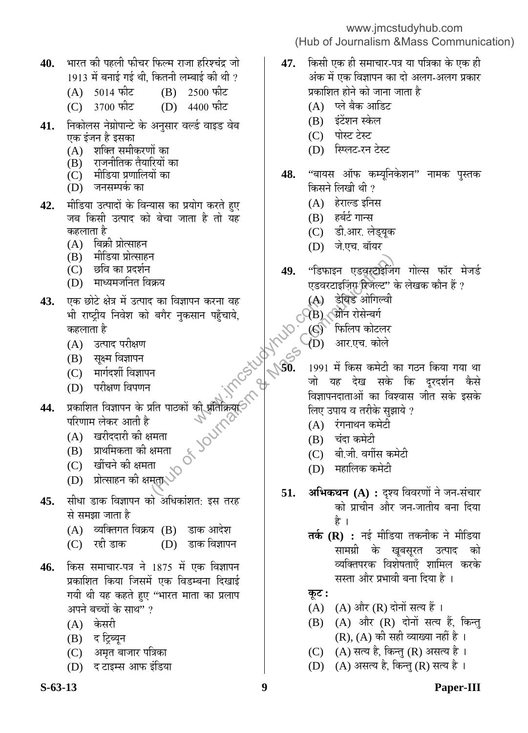**40.** भारत की पहली फीचर फिल्म राजा हरिश्चंद्र जो 1913 में बनाई गई थी, कितनी लम्बाई की थी ?

(A) 5014 फीट (B) 2500 फीट
(C) 3700 फीट (D) 4400 फीट

**41.** निकोलस नेग्रोपान्टे के अनुसार वर्ल्ड वाइड वेब एक इंजन है इसका

(A) शक्ति समीकरणों का
(B) राजनीतिक तैयारियों का
(C) मीडिया प्रणालियों का
(D) जनसम्पर्क का

**42.** मीडिया उत्पादों के विन्यास का प्रयोग करते हुए जब किसी उत्पाद को बेचा जाता है तो यह कहलाता है

(A) बिक्री प्रोत्साहन
(B) मीडिया प्रोत्साहन
(C) छवि का प्रदर्शन
(D) माध्यमजनित विक्रय

**43.** एक छोटे क्षेत्र में उत्पाद का विज्ञापन करना वह भी राष्ट्रीय निवेश को बगैर नुकसान पहुँचाये, कहलाता है

(A) उत्पाद परीक्षण
(B) सूक्ष्म विज्ञापन
(C) मार्गदर्शी विज्ञापन
(D) परीक्षण विपणन

**44.** प्रकाशित विज्ञापन के प्रति पाठकों की प्रतिक्रिया परिणाम लेकर आती है

(A) खरीददारी की क्षमता
(B) प्राथमिकता की क्षमता
(C) खींचने की क्षमता
(D) प्रोत्साहन की क्षमता

**45.** सीधा डाक विज्ञापन को अधिकांशत: इस तरह से समझा जाता है

(A) व्यक्तिगत विक्रय (B) डाक आदेश
(C) रद्दी डाक (D) डाक विज्ञापन

**46.** किस समाचार-पत्र ने 1875 में एक विज्ञापन प्रकाशित किया जिसमें एक विडम्बना दिखाई गयी थी यह कहते हुए "भारत माता का प्रलाप अपने बच्चों के साथ" ?

(A) केसरी
(B) द ट्रिब्यून
(C) अमृत बाजार पत्रिका
(D) द टाइम्स आफ इंडिया

**47.** किसी एक ही समाचार-पत्र या पत्रिका के एक ही अंक में एक विज्ञापन का दो अलग-अलग प्रकार प्रकाशित होने को जाना जाता है

(A) प्ले बैक आडिट
(B) इंटेंशन स्केल
(C) पोस्ट टेस्ट
(D) स्प्लिट-रन टेस्ट

**48.** "बायस ऑफ कम्यूनिकेशन" नामक पुस्तक किसने लिखी थी ?

(A) हेराल्ड इनिस
(B) हर्बर्ट गान्स
(C) डी.आर. लेड्यूक
(D) जे.एच. बॉयर

**49.** "डिफाइन एडवरटाइजिंग गोल्स फॉर मेजर्ड एडवरटाइजिंग रिजल्ट" के लेखक कौन हैं ?

(A) डेविड ओगिल्वी
(B) ग्रीन रोसेन्बर्ग
(C) फिलिप कोटलर
(D) आर.एच. कोले

**50.** 1991 में किस कमेटी का गठन किया गया था जो यह देख सके कि दूरदर्शन कैसे विज्ञापनदाताओं का विश्वास जीत सके इसके लिए उपाय व तरीके सुझाये ?

(A) रंगनाथन कमेटी
(B) चंदा कमेटी
(C) बी.जी. वर्गीस कमेटी
(D) महालिक कमेटी

**51.** **अभिकथन (A) :** दृश्य विवरणों ने जन-संचार को प्राचीन और जन-जातीय बना दिया है ।

**तर्क (R) :** नई मीडिया तकनीक ने मीडिया सामग्री के खूबसूरत उत्पाद को व्यक्तिपरक विशेषताएँ शामिल करके सस्ता और प्रभावी बना दिया है ।

**कूट :**

(A) (A) और (R) दोनों सत्य हैं ।
(B) (A) और (R) दोनों सत्य हैं, किन्तु (R), (A) की सही व्याख्या नहीं है ।
(C) (A) सत्य है, किन्तु (R) असत्य है ।
(D) (A) असत्य है, किन्तु (R) सत्य है ।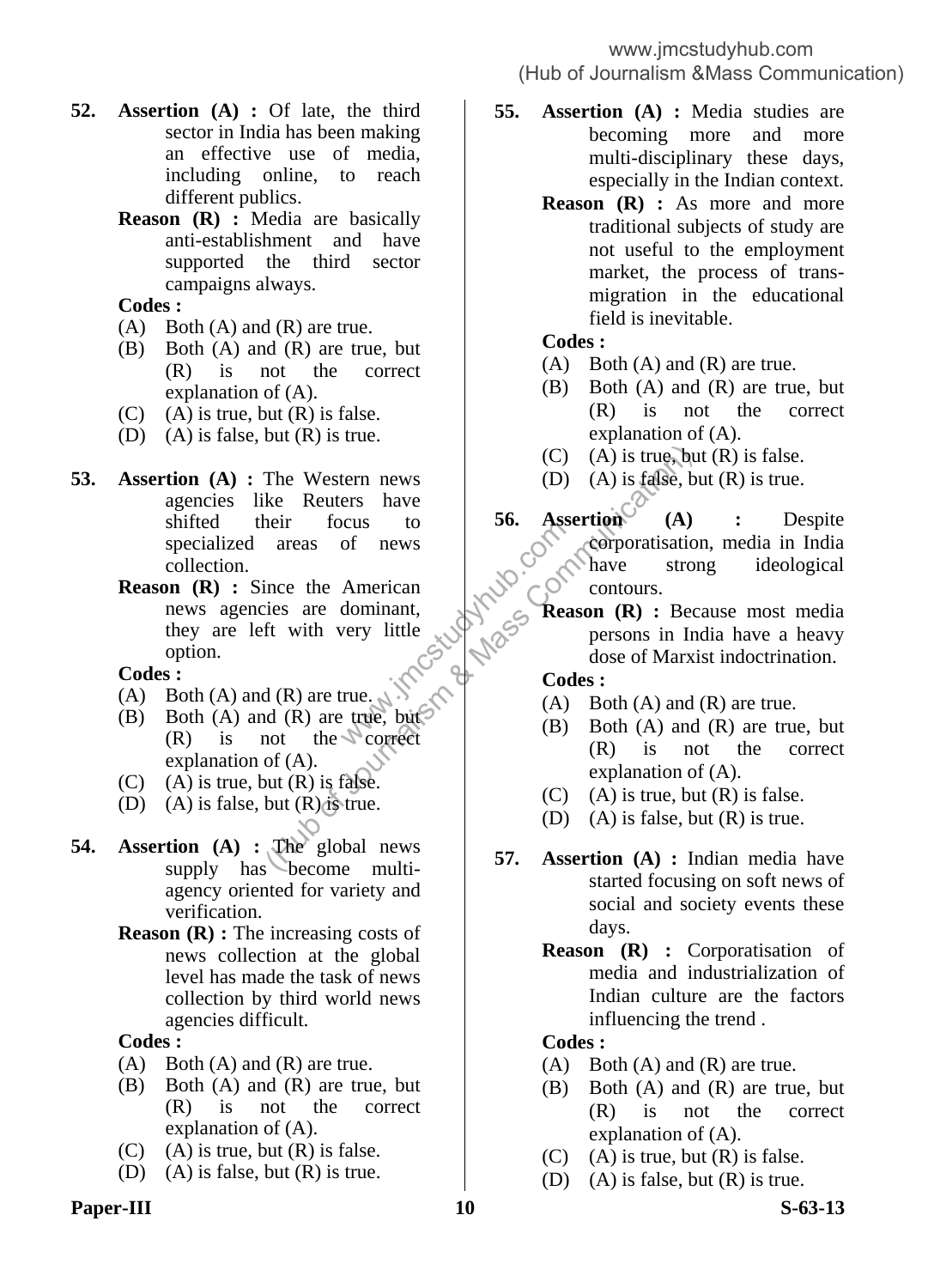52. **Assertion (A) :** Of late, the third sector in India has been making an effective use of media, including online, to reach different publics.

**Reason (R) :** Media are basically anti-establishment and have supported the third sector campaigns always.

**Codes :**

(A) Both (A) and (R) are true.
(B) Both (A) and (R) are true, but (R) is not the correct explanation of (A).
(C) (A) is true, but (R) is false.
(D) (A) is false, but (R) is true.

53. **Assertion (A) :** The Western news agencies like Reuters have shifted their focus to specialized areas of news collection.

**Reason (R) :** Since the American news agencies are dominant, they are left with very little option.

**Codes :**

(A) Both (A) and (R) are true.
(B) Both (A) and (R) are true, but (R) is not the correct explanation of (A).
(C) (A) is true, but (R) is false.
(D) (A) is false, but (R) is true.

54. **Assertion (A) :** The global news supply has become multi-agency oriented for variety and verification.

**Reason (R) :** The increasing costs of news collection at the global level has made the task of news collection by third world news agencies difficult.

**Codes :**

(A) Both (A) and (R) are true.
(B) Both (A) and (R) are true, but (R) is not the correct explanation of (A).
(C) (A) is true, but (R) is false.
(D) (A) is false, but (R) is true.

55. **Assertion (A) :** Media studies are becoming more and more multi-disciplinary these days, especially in the Indian context.

**Reason (R) :** As more and more traditional subjects of study are not useful to the employment market, the process of trans-migration in the educational field is inevitable.

**Codes :**

(A) Both (A) and (R) are true.
(B) Both (A) and (R) are true, but (R) is not the correct explanation of (A).
(C) (A) is true, but (R) is false.
(D) (A) is false, but (R) is true.

56. **Assertion (A) :** Despite corporatisation, media in India have strong ideological contours.

**Reason (R) :** Because most media persons in India have a heavy dose of Marxist indoctrination.

**Codes :**

(A) Both (A) and (R) are true.
(B) Both (A) and (R) are true, but (R) is not the correct explanation of (A).
(C) (A) is true, but (R) is false.
(D) (A) is false, but (R) is true.

57. **Assertion (A) :** Indian media have started focusing on soft news of social and society events these days.

**Reason (R) :** Corporatisation of media and industrialization of Indian culture are the factors influencing the trend .

**Codes :**

(A) Both (A) and (R) are true.
(B) Both (A) and (R) are true, but (R) is not the correct explanation of (A).
(C) (A) is true, but (R) is false.
(D) (A) is false, but (R) is true.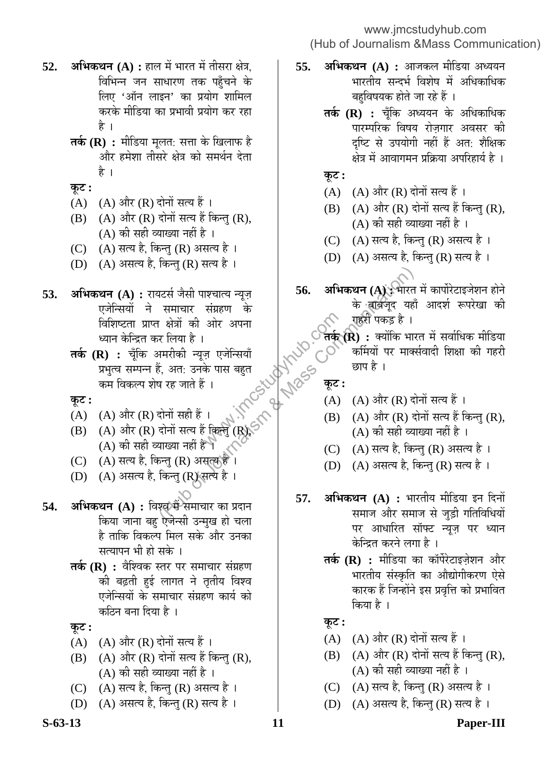52. **अभिकथन (A) :** हाल में भारत में तीसरा क्षेत्र, विभिन्न जन साधारण तक पहुँचने के लिए 'ऑन लाइन' का प्रयोग शामिल करके मीडिया का प्रभावी प्रयोग कर रहा है ।

**तर्क (R) :** मीडिया मूलत: सत्ता के खिलाफ है और हमेशा तीसरे क्षेत्र को समर्थन देता है ।

**कूट :**

(A) (A) और (R) दोनों सत्य हैं ।

(B) (A) और (R) दोनों सत्य हैं किन्तु (R), (A) की सही व्याख्या नहीं है ।

(C) (A) सत्य है, किन्तु (R) असत्य है ।

(D) (A) असत्य है, किन्तु (R) सत्य है ।

53. **अभिकथन (A) :** रायटर्स जैसी पाश्चात्य न्यूज़ एजेन्सियों ने समाचार संग्रहण के विशिष्टता प्राप्त क्षेत्रों की ओर अपना ध्यान केन्द्रित कर लिया है ।

**तर्क (R) :** चूँकि अमरीकी न्यूज़ एजेन्सियाँ प्रभुत्व सम्पन्न हैं, अत: उनके पास बहुत कम विकल्प शेष रह जाते हैं ।

**कूट :**

(A) (A) और (R) दोनों सही हैं ।

(B) (A) और (R) दोनों सत्य हैं किन्तु (R), (A) की सही व्याख्या नहीं है ।

(C) (A) सत्य है, किन्तु (R) असत्य है ।

(D) (A) असत्य है, किन्तु (R) सत्य है ।

54. **अभिकथन (A) :** विश्व में समाचार का प्रदान किया जाना बहु एजेन्सी उन्मुख हो चला है ताकि विकल्प मिल सके और उनका सत्यापन भी हो सके ।

**तर्क (R) :** वैश्विक स्तर पर समाचार संग्रहण की बढ़ती हुई लागत ने तृतीय विश्व एजेन्सियों के समाचार संग्रहण कार्य को कठिन बना दिया है ।

**कूट :**

(A) (A) और (R) दोनों सत्य हैं ।

(B) (A) और (R) दोनों सत्य हैं किन्तु (R), (A) की सही व्याख्या नहीं है ।

(C) (A) सत्य है, किन्तु (R) असत्य है ।

(D) (A) असत्य है, किन्तु (R) सत्य है ।

55. **अभिकथन (A) :** आजकल मीडिया अध्ययन भारतीय सन्दर्भ विशेष में अधिकाधिक बहुविषयक होते जा रहे हैं ।

**तर्क (R) :** चूँकि अध्ययन के अधिकाधिक पारम्परिक विषय रोज़गार अवसर की दृष्टि से उपयोगी नहीं हैं अत: शैक्षिक क्षेत्र में आवागमन प्रक्रिया अपरिहार्य है ।

**कूट :**

(A) (A) और (R) दोनों सत्य हैं ।

(B) (A) और (R) दोनों सत्य हैं किन्तु (R), (A) की सही व्याख्या नहीं है ।

(C) (A) सत्य है, किन्तु (R) असत्य है ।

(D) (A) असत्य है, किन्तु (R) सत्य है ।

56. **अभिकथन (A) :** भारत में कार्पोरेटाइजेशन होने के बावजूद यहाँ आदर्श रूपरेखा की गहरी पकड़ है ।

**तर्क (R) :** क्योंकि भारत में सर्वाधिक मीडिया कर्मियों पर मार्क्सवादी शिक्षा की गहरी छाप है ।

**कूट :**

(A) (A) और (R) दोनों सत्य हैं ।

(B) (A) और (R) दोनों सत्य हैं किन्तु (R), (A) की सही व्याख्या नहीं है ।

(C) (A) सत्य है, किन्तु (R) असत्य है ।

(D) (A) असत्य है, किन्तु (R) सत्य है ।

57. **अभिकथन (A) :** भारतीय मीडिया इन दिनों समाज और समाज से जुड़ी गतिविधियों पर आधारित सॉफ्ट न्यूज़ पर ध्यान केन्द्रित करने लगा है ।

**तर्क (R) :** मीडिया का कॉर्पेरेटाइज़ेशन और भारतीय संस्कृति का औद्योगीकरण ऐसे कारक हैं जिन्होंने इस प्रवृत्ति को प्रभावित किया है ।

**कूट :**

(A) (A) और (R) दोनों सत्य हैं ।

(B) (A) और (R) दोनों सत्य हैं किन्तु (R), (A) की सही व्याख्या नहीं है ।

(C) (A) सत्य है, किन्तु (R) असत्य है ।

(D) (A) असत्य है, किन्तु (R) सत्य है ।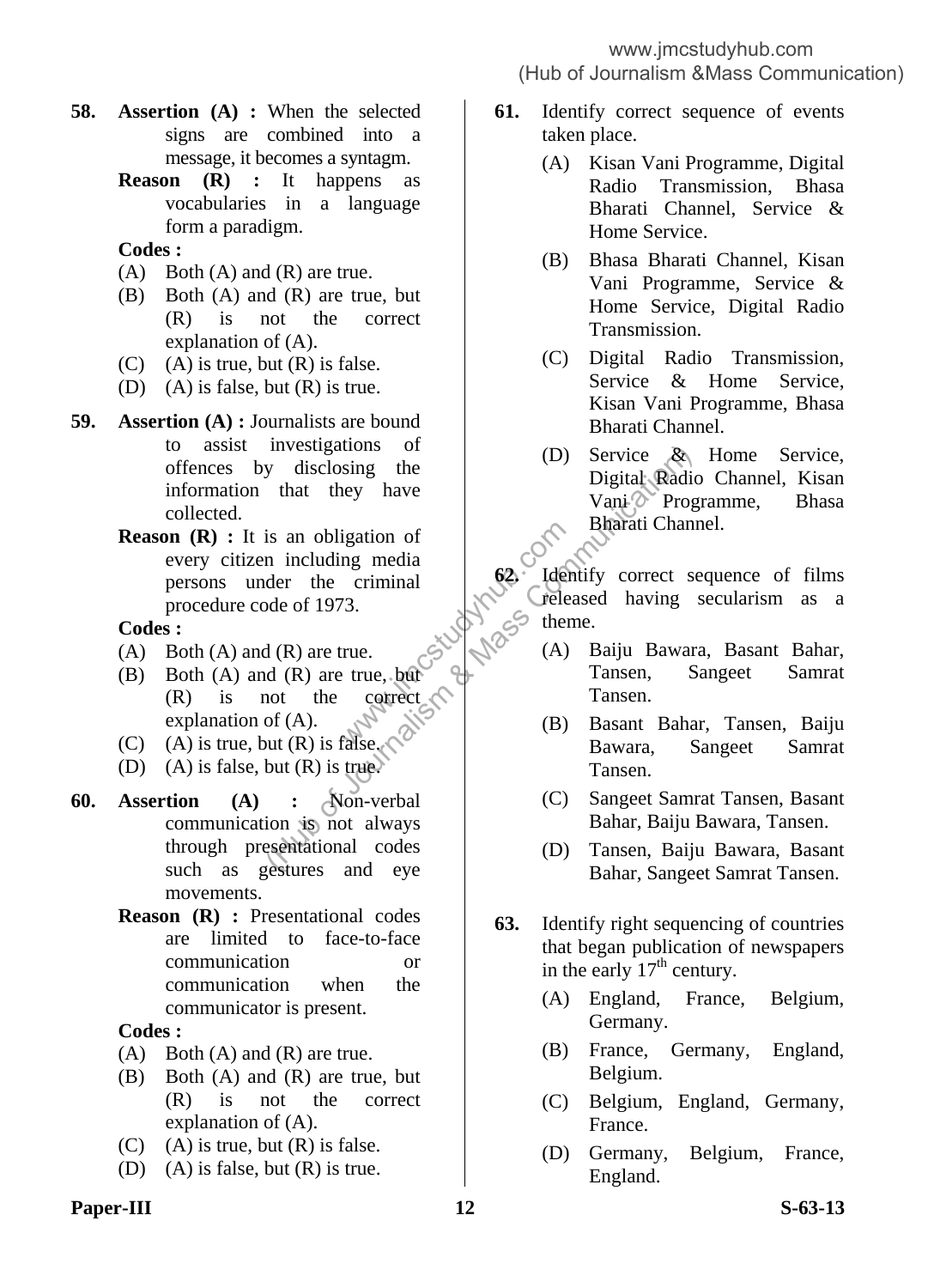**58.** **Assertion (A) :** When the selected signs are combined into a message, it becomes a syntagm.

**Reason (R) :** It happens as vocabularies in a language form a paradigm.

**Codes :**

(A) Both (A) and (R) are true.
(B) Both (A) and (R) are true, but (R) is not the correct explanation of (A).
(C) (A) is true, but (R) is false.
(D) (A) is false, but (R) is true.

**59.** **Assertion (A) :** Journalists are bound to assist investigations of offences by disclosing the information that they have collected.

**Reason (R) :** It is an obligation of every citizen including media persons under the criminal procedure code of 1973.

**Codes :**

(A) Both (A) and (R) are true.
(B) Both (A) and (R) are true, but (R) is not the correct explanation of (A).
(C) (A) is true, but (R) is false.
(D) (A) is false, but (R) is true.

**60.** **Assertion (A) :** Non-verbal communication is not always through presentational codes such as gestures and eye movements.

**Reason (R) :** Presentational codes are limited to face-to-face communication or communication when the communicator is present.

**Codes :**

(A) Both (A) and (R) are true.
(B) Both (A) and (R) are true, but (R) is not the correct explanation of (A).
(C) (A) is true, but (R) is false.
(D) (A) is false, but (R) is true.

**61.** Identify correct sequence of events taken place.

(A) Kisan Vani Programme, Digital Radio Transmission, Bhasa Bharati Channel, Service & Home Service.
(B) Bhasa Bharati Channel, Kisan Vani Programme, Service & Home Service, Digital Radio Transmission.
(C) Digital Radio Transmission, Service & Home Service, Kisan Vani Programme, Bhasa Bharati Channel.
(D) Service & Home Service, Digital Radio Channel, Kisan Vani Programme, Bhasa Bharati Channel.

**62.** Identify correct sequence of films released having secularism as a theme.

(A) Baiju Bawara, Basant Bahar, Tansen, Sangeet Samrat Tansen.
(B) Basant Bahar, Tansen, Baiju Bawara, Sangeet Samrat Tansen.
(C) Sangeet Samrat Tansen, Basant Bahar, Baiju Bawara, Tansen.
(D) Tansen, Baiju Bawara, Basant Bahar, Sangeet Samrat Tansen.

**63.** Identify right sequencing of countries that began publication of newspapers in the early 17th century.

(A) England, France, Belgium, Germany.
(B) France, Germany, England, Belgium.
(C) Belgium, England, Germany, France.
(D) Germany, Belgium, France, England.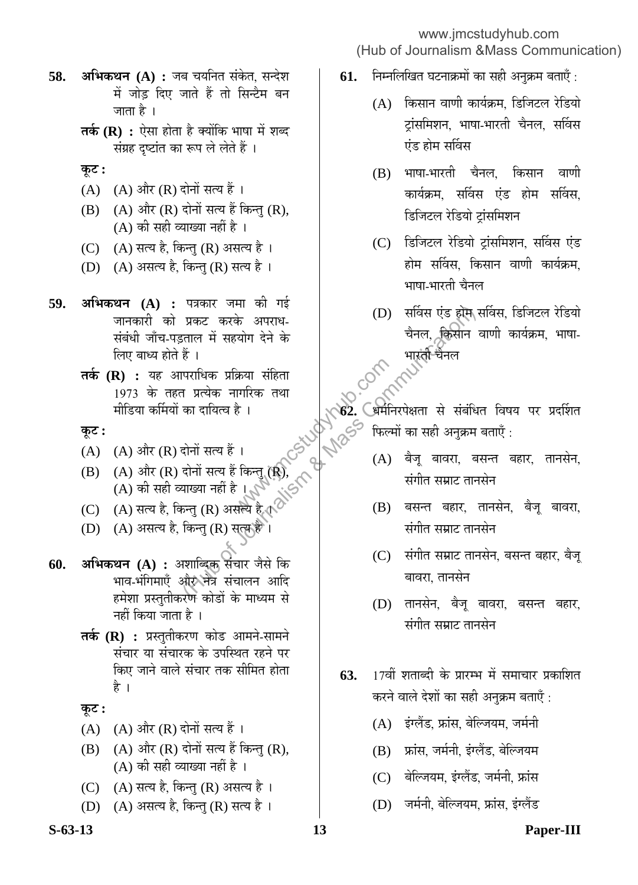**58.** **अभिकथन (A) :** जब चयनित संकेत, सन्देश में जोड़ दिए जाते हैं तो सिन्टैम बन जाता है ।

**तर्क (R) :** ऐसा होता है क्योंकि भाषा में शब्द संग्रह दृष्टांत का रूप ले लेते हैं ।

**कूट :**

(A) (A) और (R) दोनों सत्य हैं ।

(B) (A) और (R) दोनों सत्य हैं किन्तु (R), (A) की सही व्याख्या नहीं है ।

(C) (A) सत्य है, किन्तु (R) असत्य है ।

(D) (A) असत्य है, किन्तु (R) सत्य है ।

**59.** **अभिकथन (A) :** पत्रकार जमा की गई जानकारी को प्रकट करके अपराध-संबंधी जाँच-पड़ताल में सहयोग देने के लिए बाध्य होते हैं ।

**तर्क (R) :** यह आपराधिक प्रक्रिया संहिता 1973 के तहत प्रत्येक नागरिक तथा मीडिया कर्मियों का दायित्व है ।

**कूट :**

(A) (A) और (R) दोनों सत्य हैं ।

(B) (A) और (R) दोनों सत्य हैं किन्तु (R), (A) की सही व्याख्या नहीं है ।

(C) (A) सत्य है, किन्तु (R) असत्य है ।

(D) (A) असत्य है, किन्तु (R) सत्य है ।

**60.** **अभिकथन (A) :** अशाब्दिक संचार जैसे कि भाव-भंगिमाएँ और नेत्र संचालन आदि हमेशा प्रस्तुतीकरण कोडों के माध्यम से नहीं किया जाता है ।

**तर्क (R) :** प्रस्तुतीकरण कोड आमने-सामने संचार या संचारक के उपस्थित रहने पर किए जाने वाले संचार तक सीमित होता है ।

**कूट :**

(A) (A) और (R) दोनों सत्य हैं ।

(B) (A) और (R) दोनों सत्य हैं किन्तु (R), (A) की सही व्याख्या नहीं है ।

(C) (A) सत्य है, किन्तु (R) असत्य है ।

(D) (A) असत्य है, किन्तु (R) सत्य है ।

**61.** निम्नलिखित घटनाक्रमों का सही अनुक्रम बताएँ :

(A) किसान वाणी कार्यक्रम, डिजिटल रेडियो ट्रांसमिशन, भाषा-भारती चैनल, सर्विस एंड होम सर्विस

(B) भाषा-भारती चैनल, किसान वाणी कार्यक्रम, सर्विस एंड होम सर्विस, डिजिटल रेडियो ट्रांसमिशन

(C) डिजिटल रेडियो ट्रांसमिशन, सर्विस एंड होम सर्विस, किसान वाणी कार्यक्रम, भाषा-भारती चैनल

(D) सर्विस एंड होम सर्विस, डिजिटल रेडियो चैनल, किसान वाणी कार्यक्रम, भाषा-भारती चैनल

**62.** धर्मनिरपेक्षता से संबंधित विषय पर प्रदर्शित फिल्मों का सही अनुक्रम बताएँ :

(A) बैजू बावरा, बसन्त बहार, तानसेन, संगीत सम्राट तानसेन

(B) बसन्त बहार, तानसेन, बैजू बावरा, संगीत सम्राट तानसेन

(C) संगीत सम्राट तानसेन, बसन्त बहार, बैजू बावरा, तानसेन

(D) तानसेन, बैजू बावरा, बसन्त बहार, संगीत सम्राट तानसेन

**63.** 17वीं शताब्दी के प्रारम्भ में समाचार प्रकाशित करने वाले देशों का सही अनुक्रम बताएँ :

(A) इंग्लैंड, फ्रांस, बेल्जियम, जर्मनी

(B) फ्रांस, जर्मनी, इंग्लैंड, बेल्जियम

(C) बेल्जियम, इंग्लैंड, जर्मनी, फ्रांस

(D) जर्मनी, बेल्जियम, फ्रांस, इंग्लैंड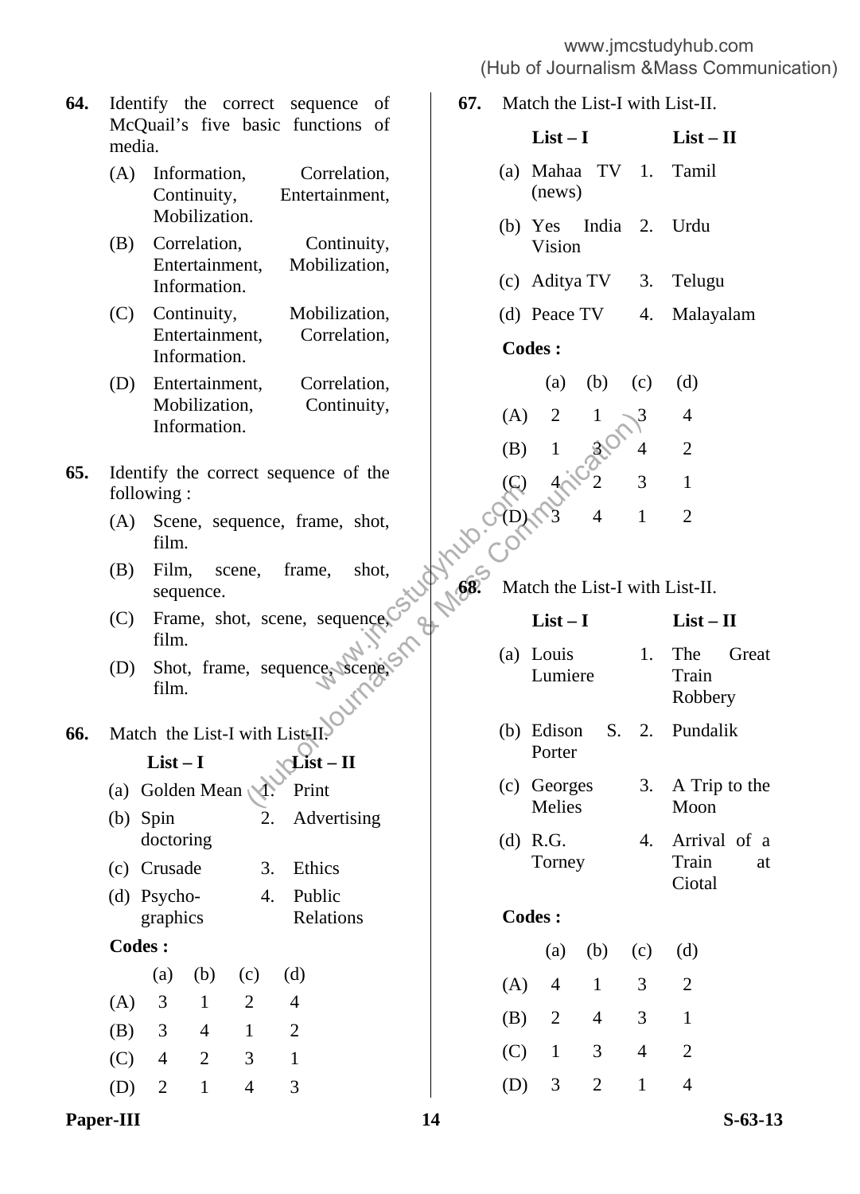**64.** Identify the correct sequence of McQuail's five basic functions of media.

(A) Information, Correlation, Continuity, Entertainment, Mobilization.

(B) Correlation, Continuity, Entertainment, Mobilization, Information.

(C) Continuity, Mobilization, Entertainment, Correlation, Information.

(D) Entertainment, Correlation, Mobilization, Continuity, Information.

**65.** Identify the correct sequence of the following :

(A) Scene, sequence, frame, shot, film.

(B) Film, scene, frame, shot, sequence.

(C) Frame, shot, scene, sequence, film.

(D) Shot, frame, sequence, scene, film.

**66.** Match the List-I with List-II.

| List – I | List – II |
|---|---|
| (a) Golden Mean | 1. Print |
| (b) Spin doctoring | 2. Advertising |
| (c) Crusade | 3. Ethics |
| (d) Psycho-graphics | 4. Public Relations |

**Codes :**

| | (a) | (b) | (c) | (d) |
|---|---|---|---|---|
| (A) | 3 | 1 | 2 | 4 |
| (B) | 3 | 4 | 1 | 2 |
| (C) | 4 | 2 | 3 | 1 |
| (D) | 2 | 1 | 4 | 3 |

**67.** Match the List-I with List-II.

| List – I | List – II |
|---|---|
| (a) Mahaa TV (news) | 1. Tamil |
| (b) Yes India Vision | 2. Urdu |
| (c) Aditya TV | 3. Telugu |
| (d) Peace TV | 4. Malayalam |

**Codes :**

| | (a) | (b) | (c) | (d) |
|---|---|---|---|---|
| (A) | 2 | 1 | 3 | 4 |
| (B) | 1 | 3 | 4 | 2 |
| (C) | 4 | 2 | 3 | 1 |
| (D) | 3 | 4 | 1 | 2 |

**68.** Match the List-I with List-II.

| List – I | List – II |
|---|---|
| (a) Louis Lumiere | 1. The Great Train Robbery |
| (b) Edison S. Porter | 2. Pundalik |
| (c) Georges Melies | 3. A Trip to the Moon |
| (d) R.G. Torney | 4. Arrival of a Train at Ciotal |

**Codes :**

| | (a) | (b) | (c) | (d) |
|---|---|---|---|---|
| (A) | 4 | 1 | 3 | 2 |
| (B) | 2 | 4 | 3 | 1 |
| (C) | 1 | 3 | 4 | 2 |
| (D) | 3 | 2 | 1 | 4 |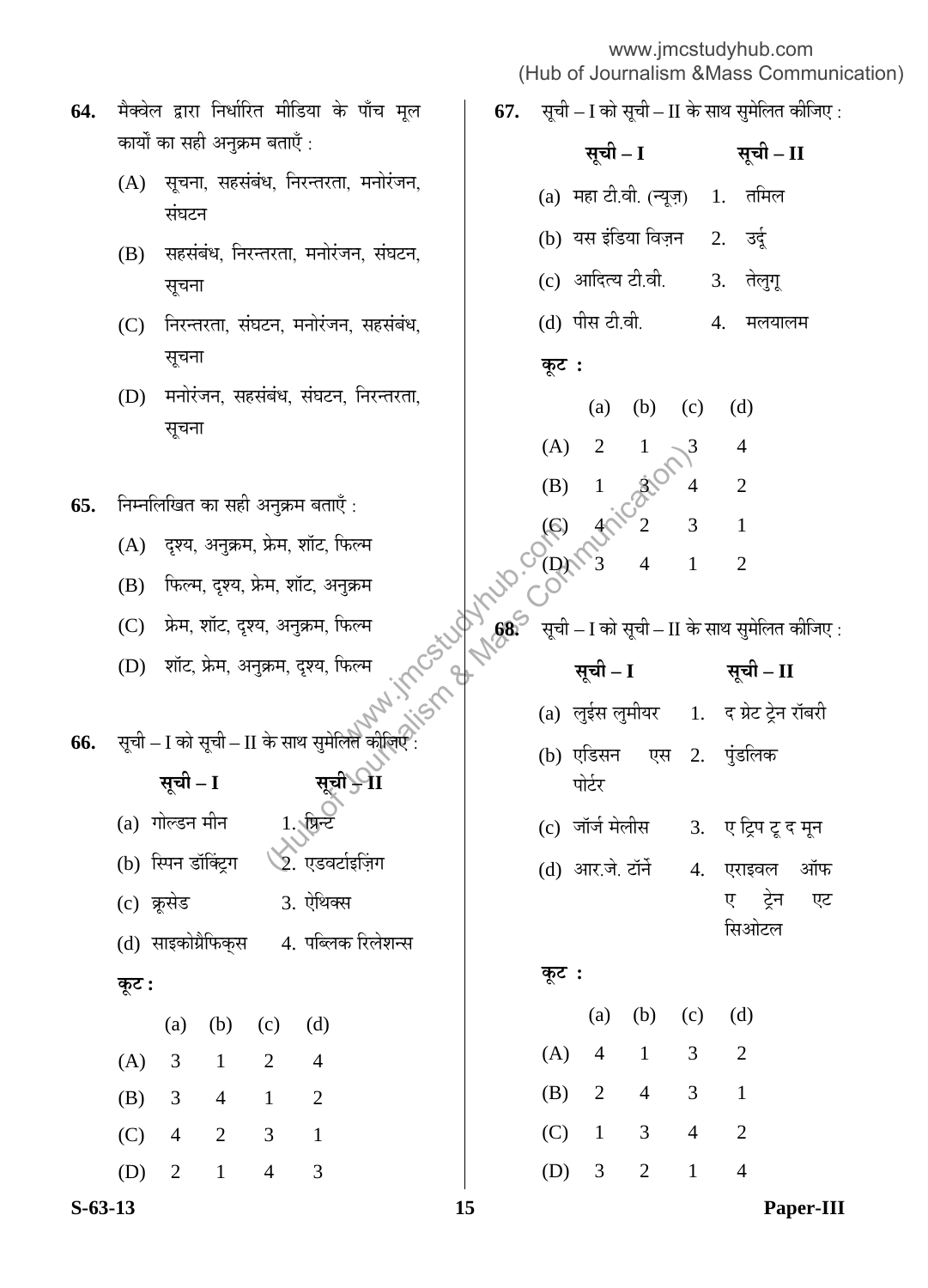**64.** मैक्वेल द्वारा निर्धारित मीडिया के पाँच मूल कार्यों का सही अनुक्रम बताएँ :

(A) सूचना, सहसंबंध, निरन्तरता, मनोरंजन, संघटन

(B) सहसंबंध, निरन्तरता, मनोरंजन, संघटन, सूचना

(C) निरन्तरता, संघटन, मनोरंजन, सहसंबंध, सूचना

(D) मनोरंजन, सहसंबंध, संघटन, निरन्तरता, सूचना

**65.** निम्नलिखित का सही अनुक्रम बताएँ :

(A) दृश्य, अनुक्रम, फ्रेम, शॉट, फिल्म

(B) फिल्म, दृश्य, फ्रेम, शॉट, अनुक्रम

(C) फ्रेम, शॉट, दृश्य, अनुक्रम, फिल्म

(D) शॉट, फ्रेम, अनुक्रम, दृश्य, फिल्म

**66.** सूची – I को सूची – II के साथ सुमेलित कीजिए :

| सूची – I | सूची – II |
|---|---|
| (a) गोल्डन मीन | 1. प्रिन्ट |
| (b) स्पिन डॉक्ट्रिंग | 2. एडवर्टाइज़िंग |
| (c) क्रूसेड | 3. ऐथिक्स |
| (d) साइकोग्रैफिक्स | 4. पब्लिक रिलेशन्स |

**कूट :**

| | (a) | (b) | (c) | (d) |
|---|---|---|---|---|
| (A) | 3 | 1 | 2 | 4 |
| (B) | 3 | 4 | 1 | 2 |
| (C) | 4 | 2 | 3 | 1 |
| (D) | 2 | 1 | 4 | 3 |

**67.** सूची – I को सूची – II के साथ सुमेलित कीजिए :

| सूची – I | सूची – II |
|---|---|
| (a) महा टी.वी. (न्यूज़) | 1. तमिल |
| (b) यस इंडिया विज़न | 2. उर्दू |
| (c) आदित्य टी.वी. | 3. तेलुगू |
| (d) पीस टी.वी. | 4. मलयालम |

**कूट :**

| | (a) | (b) | (c) | (d) |
|---|---|---|---|---|
| (A) | 2 | 1 | 3 | 4 |
| (B) | 1 | 3 | 4 | 2 |
| (C) | 4 | 2 | 3 | 1 |
| (D) | 3 | 4 | 1 | 2 |

**68.** सूची – I को सूची – II के साथ सुमेलित कीजिए :

| सूची – I | सूची – II |
|---|---|
| (a) लुईस लुमीयर | 1. द ग्रेट ट्रेन रॉबरी |
| (b) एडिसन एस पोर्टर | 2. पुंडलिक |
| (c) जॉर्ज मेलीस | 3. ए ट्रिप टू द मून |
| (d) आर.जे. टॉर्नें | 4. एराइवल ऑफ ए ट्रेन एट सिओटल |

**कूट :**

| | (a) | (b) | (c) | (d) |
|---|---|---|---|---|
| (A) | 4 | 1 | 3 | 2 |
| (B) | 2 | 4 | 3 | 1 |
| (C) | 1 | 3 | 4 | 2 |
| (D) | 3 | 2 | 1 | 4 |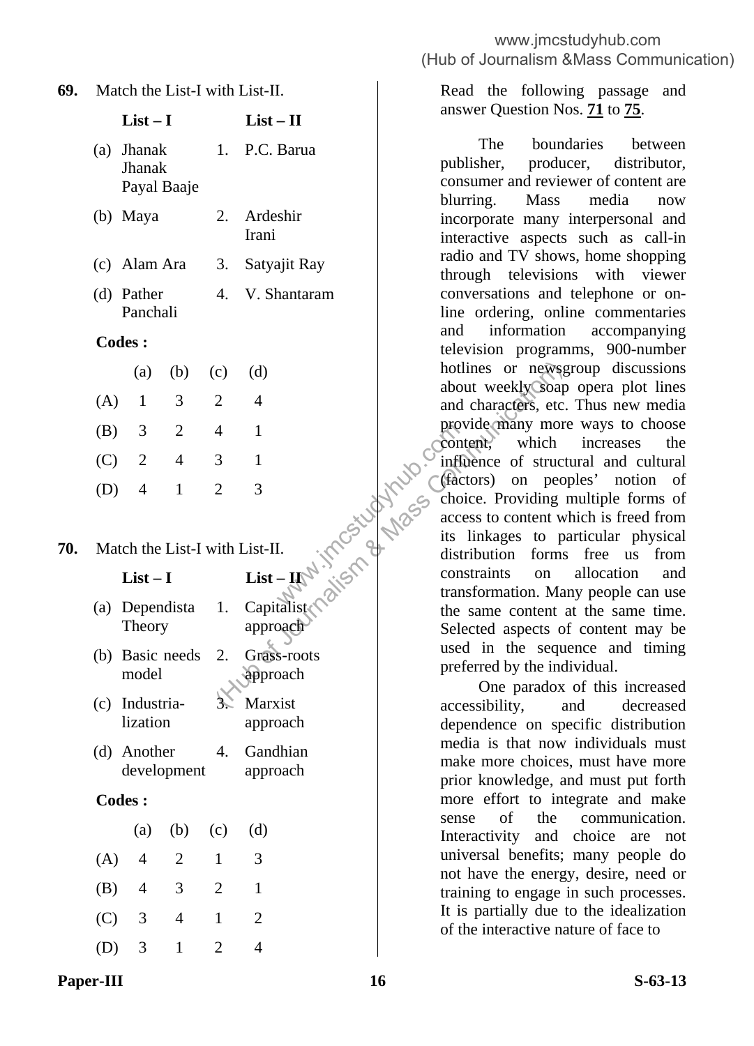**69.** Match the List-I with List-II.

| | List – I | | List – II |
|---|---|---|---|
| (a) | Jhanak Jhanak Payal Baaje | 1. | P.C. Barua |
| (b) | Maya | 2. | Ardeshir Irani |
| (c) | Alam Ara | 3. | Satyajit Ray |
| (d) | Pather Panchali | 4. | V. Shantaram |

**Codes :**

| | (a) | (b) | (c) | (d) |
|---|---|---|---|---|
| (A) | 1 | 3 | 2 | 4 |
| (B) | 3 | 2 | 4 | 1 |
| (C) | 2 | 4 | 3 | 1 |
| (D) | 4 | 1 | 2 | 3 |

**70.** Match the List-I with List-II.

| | List – I | | List – II |
|---|---|---|---|
| (a) | Dependista Theory | 1. | Capitalist approach |
| (b) | Basic needs model | 2. | Grass-roots approach |
| (c) | Industria-lization | 3. | Marxist approach |
| (d) | Another development | 4. | Gandhian approach |

**Codes :**

| | (a) | (b) | (c) | (d) |
|---|---|---|---|---|
| (A) | 4 | 2 | 1 | 3 |
| (B) | 4 | 3 | 2 | 1 |
| (C) | 3 | 4 | 1 | 2 |
| (D) | 3 | 1 | 2 | 4 |

Read the following passage and answer Question Nos. **71** to **75**.

The boundaries between publisher, producer, distributor, consumer and reviewer of content are blurring. Mass media now incorporate many interpersonal and interactive aspects such as call-in radio and TV shows, home shopping through televisions with viewer conversations and telephone or on-line ordering, online commentaries and information accompanying television programms, 900-number hotlines or newsgroup discussions about weekly soap opera plot lines and characters, etc. Thus new media provide many more ways to choose content, which increases the influence of structural and cultural (factors) on peoples' notion of choice. Providing multiple forms of access to content which is freed from its linkages to particular physical distribution forms free us from constraints on allocation and transformation. Many people can use the same content at the same time. Selected aspects of content may be used in the sequence and timing preferred by the individual.

One paradox of this increased accessibility, and decreased dependence on specific distribution media is that now individuals must make more choices, must have more prior knowledge, and must put forth more effort to integrate and make sense of the communication. Interactivity and choice are not universal benefits; many people do not have the energy, desire, need or training to engage in such processes. It is partially due to the idealization of the interactive nature of face to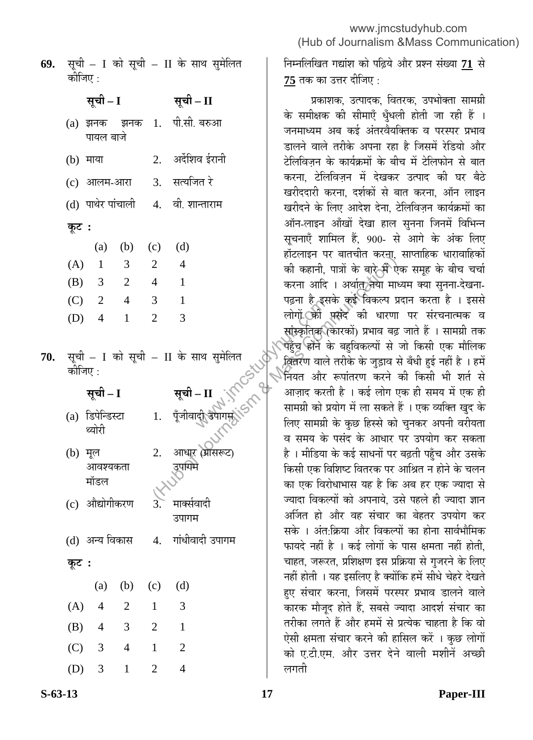69. सूची – I को सूची – II के साथ सुमेलित कीजिए :

| सूची – I | सूची – II |
|---|---|
| (a) झनक झनक पायल बाजे | 1. पी.सी. बरुआ |
| (b) माया | 2. अर्देशिव ईरानी |
| (c) आलम-आरा | 3. सत्यजित रे |
| (d) पाथेर पांचाली | 4. वी. शान्ताराम |

**कूट :**

| | (a) | (b) | (c) | (d) |
|---|---|---|---|---|
| (A) | 1 | 3 | 2 | 4 |
| (B) | 3 | 2 | 4 | 1 |
| (C) | 2 | 4 | 3 | 1 |
| (D) | 4 | 1 | 2 | 3 |

70. सूची – I को सूची – II के साथ सुमेलित कीजिए :

| सूची – I | सूची – II |
|---|---|
| (a) डिपेन्डिस्टा थ्योरी | 1. पूँजीवादी उपागम |
| (b) मूल आवश्यकता मॉडल | 2. आधार (ग्रासरूट) उपागम |
| (c) औद्योगीकरण | 3. मार्क्सवादी उपागम |
| (d) अन्य विकास | 4. गांधीवादी उपागम |

**कूट :**

| | (a) | (b) | (c) | (d) |
|---|---|---|---|---|
| (A) | 4 | 2 | 1 | 3 |
| (B) | 4 | 3 | 2 | 1 |
| (C) | 3 | 4 | 1 | 2 |
| (D) | 3 | 1 | 2 | 4 |

निम्नलिखित गद्यांश को पढ़िये और प्रश्न संख्या **71** से **75** तक का उत्तर दीजिए :

प्रकाशक, उत्पादक, वितरक, उपभोक्ता सामग्री के समीक्षक की सीमाएँ धुँधली होती जा रही हैं । जनमाध्यम अब कई अंतरवैयक्तिक व परस्पर प्रभाव डालने वाले तरीके अपना रहा है जिसमें रेडियो और टेलिविज़न के कार्यक्रमों के बीच में टेलिफोन से बात करना, टेलिविज़न में देखकर उत्पाद की घर बैठे खरीददारी करना, दर्शकों से बात करना, ऑन लाइन खरीदने के लिए आदेश देना, टेलिविज़न कार्यक्रमों का ऑन-लाइन आँखों देखा हाल सुनना जिनमें विभिन्न सूचनाएँ शामिल हैं, 900- से आगे के अंक लिए हॉटलाइन पर बातचीत करना, साप्ताहिक धारावाहिकों की कहानी, पात्रों के बारे में एक समूह के बीच चर्चा करना आदि । अर्थात् नया माध्यम क्या सुनना-देखना-पढ़ना है इसके कई विकल्प प्रदान करता है । इससे लोगों की पसंद की धारणा पर संरचनात्मक व सांस्कृतिक (कारकों) प्रभाव बढ़ जाते हैं । सामग्री तक पहुँच होने के बहुविकल्पों से जो किसी एक मौलिक वितरण वाले तरीके के जुड़ाव से बँधी हुई नहीं है । हमें नियत और रूपांतरण करने की किसी भी शर्त से आज़ाद करती है । कई लोग एक ही समय में एक ही सामग्री को प्रयोग में ला सकते हैं । एक व्यक्ति खुद के लिए सामग्री के कुछ हिस्से को चुनकर अपनी वरीयता व समय के पसंद के आधार पर उपयोग कर सकता है । मीडिया के कई साधनों पर बढ़ती पहुँच और उसके किसी एक विशिष्ट वितरक पर आश्रित न होने के चलन का एक विरोधाभास यह है कि अब हर एक ज्यादा से ज्यादा विकल्पों को अपनाये, उसे पहले ही ज्यादा ज्ञान अर्जित हो और वह संचार का बेहतर उपयोग कर सके । अंत:क्रिया और विकल्पों का होना सार्वभौमिक फायदे नहीं है । कई लोगों के पास क्षमता नहीं होती, चाहत, जरूरत, प्रशिक्षण इस प्रक्रिया से गुजरने के लिए नहीं होती । यह इसलिए है क्योंकि हमें सीधे चेहरे देखते हुए संचार करना, जिसमें परस्पर प्रभाव डालने वाले कारक मौजूद होते हैं, सबसे ज्यादा आदर्श संचार का तरीका लगते हैं और हममें से प्रत्येक चाहता है कि वो ऐसी क्षमता संचार करने की हासिल करें । कुछ लोगों को ए.टी.एम. और उत्तर देने वाली मशीनें अच्छी लगती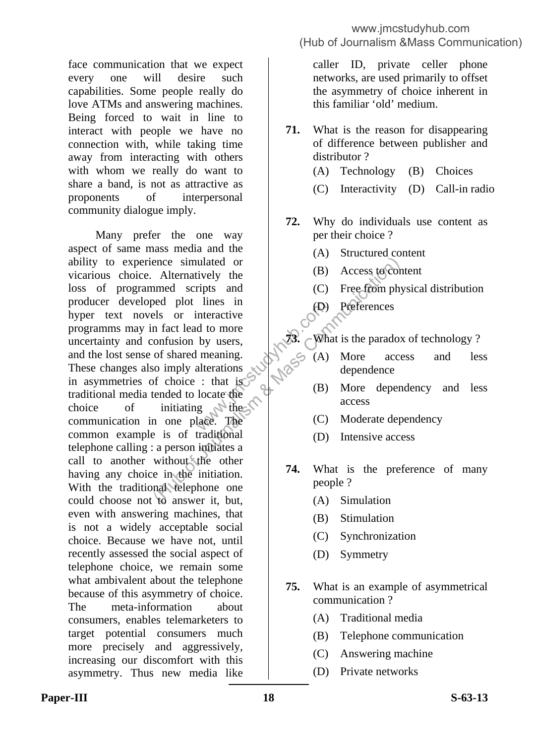face communication that we expect every one will desire such capabilities. Some people really do love ATMs and answering machines. Being forced to wait in line to interact with people we have no connection with, while taking time away from interacting with others with whom we really do want to share a band, is not as attractive as proponents of interpersonal community dialogue imply.

Many prefer the one way aspect of same mass media and the ability to experience simulated or vicarious choice. Alternatively the loss of programmed scripts and producer developed plot lines in hyper text novels or interactive programms may in fact lead to more uncertainty and confusion by users, and the lost sense of shared meaning. These changes also imply alterations in asymmetries of choice : that is traditional media tended to locate the choice of initiating the communication in one place. The common example is of traditional telephone calling : a person initiates a call to another without the other having any choice in the initiation. With the traditional telephone one could choose not to answer it, but, even with answering machines, that is not a widely acceptable social choice. Because we have not, until recently assessed the social aspect of telephone choice, we remain some what ambivalent about the telephone because of this asymmetry of choice. The meta-information about consumers, enables telemarketers to target potential consumers much more precisely and aggressively, increasing our discomfort with this asymmetry. Thus new media like caller ID, private celler phone networks, are used primarily to offset the asymmetry of choice inherent in this familiar 'old' medium.

**71.** What is the reason for disappearing of difference between publisher and distributor ?

(A) Technology (B) Choices

(C) Interactivity (D) Call-in radio

**72.** Why do individuals use content as per their choice ?

(A) Structured content

(B) Access to content

(C) Free from physical distribution

(D) Preferences

**73.** What is the paradox of technology ?

(A) More access and less dependence

(B) More dependency and less access

(C) Moderate dependency

(D) Intensive access

**74.** What is the preference of many people ?

(A) Simulation

(B) Stimulation

(C) Synchronization

(D) Symmetry

**75.** What is an example of asymmetrical communication ?

(A) Traditional media

(B) Telephone communication

(C) Answering machine

(D) Private networks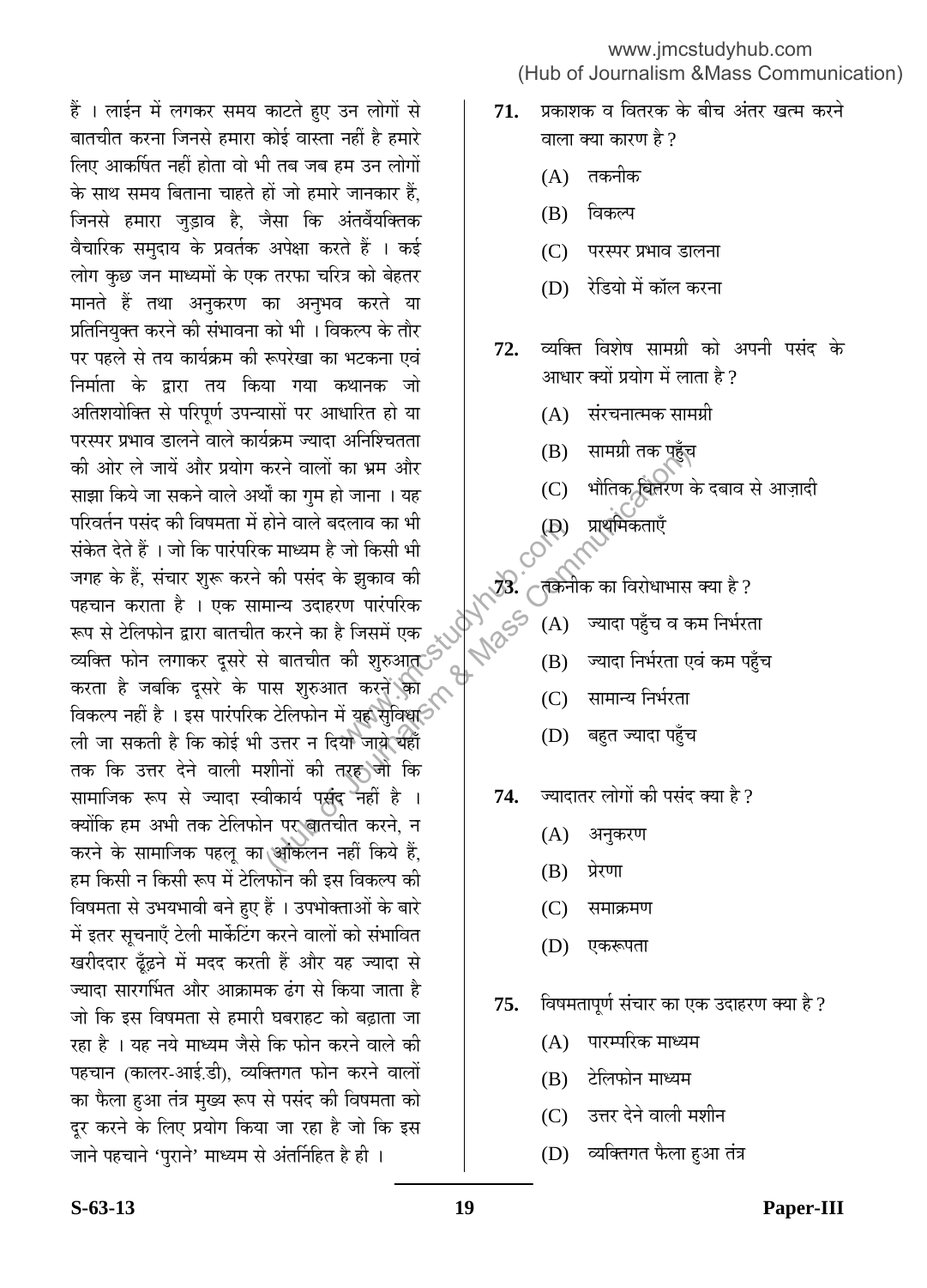हैं । लाईन में लगकर समय काटते हुए उन लोगों से बातचीत करना जिनसे हमारा कोई वास्ता नहीं है हमारे लिए आकर्षित नहीं होता वो भी तब जब हम उन लोगों के साथ समय बिताना चाहते हों जो हमारे जानकार हैं, जिनसे हमारा जुड़ाव है, जैसा कि अंतर्वैयक्तिक वैचारिक समुदाय के प्रवर्तक अपेक्षा करते हैं । कई लोग कुछ जन माध्यमों के एक तरफा चरित्र को बेहतर मानते हैं तथा अनुकरण का अनुभव करते या प्रतिनियुक्त करने की संभावना को भी । विकल्प के तौर पर पहले से तय कार्यक्रम की रूपरेखा का भटकना एवं निर्माता के द्वारा तय किया गया कथानक जो अतिशयोक्ति से परिपूर्ण उपन्यासों पर आधारित हो या परस्पर प्रभाव डालने वाले कार्यक्रम ज्यादा अनिश्चितता की ओर ले जायें और प्रयोग करने वालों का भ्रम और साझा किये जा सकने वाले अर्थों का गुम हो जाना । यह परिवर्तन पसंद की विषमता में होने वाले बदलाव का भी संकेत देते हैं । जो कि पारंपरिक माध्यम है जो किसी भी जगह के हैं, संचार शुरू करने की पसंद के झुकाव की पहचान कराता है । एक सामान्य उदाहरण पारंपरिक रूप से टेलिफोन द्वारा बातचीत करने का है जिसमें एक व्यक्ति फोन लगाकर दूसरे से बातचीत की शुरुआत करता है जबकि दूसरे के पास शुरुआत करने का विकल्प नहीं है । इस पारंपरिक टेलिफोन में यह सुविधा ली जा सकती है कि कोई भी उत्तर न दिया जाये यहाँ तक कि उत्तर देने वाली मशीनों की तरह जो कि सामाजिक रूप से ज्यादा स्वीकार्य पसंद नहीं है । क्योंकि हम अभी तक टेलिफोन पर बातचीत करने, न करने के सामाजिक पहलू का आंकलन नहीं किये हैं, हम किसी न किसी रूप में टेलिफोन की इस विकल्प की विषमता से उभयभावी बने हुए हैं । उपभोक्ताओं के बारे में इतर सूचनाएँ टेली मार्केटिंग करने वालों को संभावित खरीददार ढूँढ़ने में मदद करती हैं और यह ज्यादा से ज्यादा सारगर्भित और आक्रामक ढंग से किया जाता है जो कि इस विषमता से हमारी घबराहट को बढ़ाता जा रहा है । यह नये माध्यम जैसे कि फोन करने वाले की पहचान (कालर-आई.डी), व्यक्तिगत फोन करने वालों का फैला हुआ तंत्र मुख्य रूप से पसंद की विषमता को दूर करने के लिए प्रयोग किया जा रहा है जो कि इस जाने पहचाने 'पुराने' माध्यम से अंतर्निहित है ही ।

**71.** प्रकाशक व वितरक के बीच अंतर खत्म करने वाला क्या कारण है ?

(A) तकनीक

(B) विकल्प

(C) परस्पर प्रभाव डालना

(D) रेडियो में कॉल करना

**72.** व्यक्ति विशेष सामग्री को अपनी पसंद के आधार क्यों प्रयोग में लाता है ?

(A) संरचनात्मक सामग्री

(B) सामग्री तक पहुँच

(C) भौतिक वितरण के दबाव से आज़ादी

(D) प्राथमिकताएँ

**73.** तकनीक का विरोधाभास क्या है ?

(A) ज्यादा पहुँच व कम निर्भरता

(B) ज्यादा निर्भरता एवं कम पहुँच

(C) सामान्य निर्भरता

(D) बहुत ज्यादा पहुँच

**74.** ज्यादातर लोगों की पसंद क्या है ?

(A) अनुकरण

(B) प्रेरणा

(C) समाक्रमण

(D) एकरूपता

**75.** विषमतापूर्ण संचार का एक उदाहरण क्या है ?

(A) पारम्परिक माध्यम

(B) टेलिफोन माध्यम

(C) उत्तर देने वाली मशीन

(D) व्यक्तिगत फैला हुआ तंत्र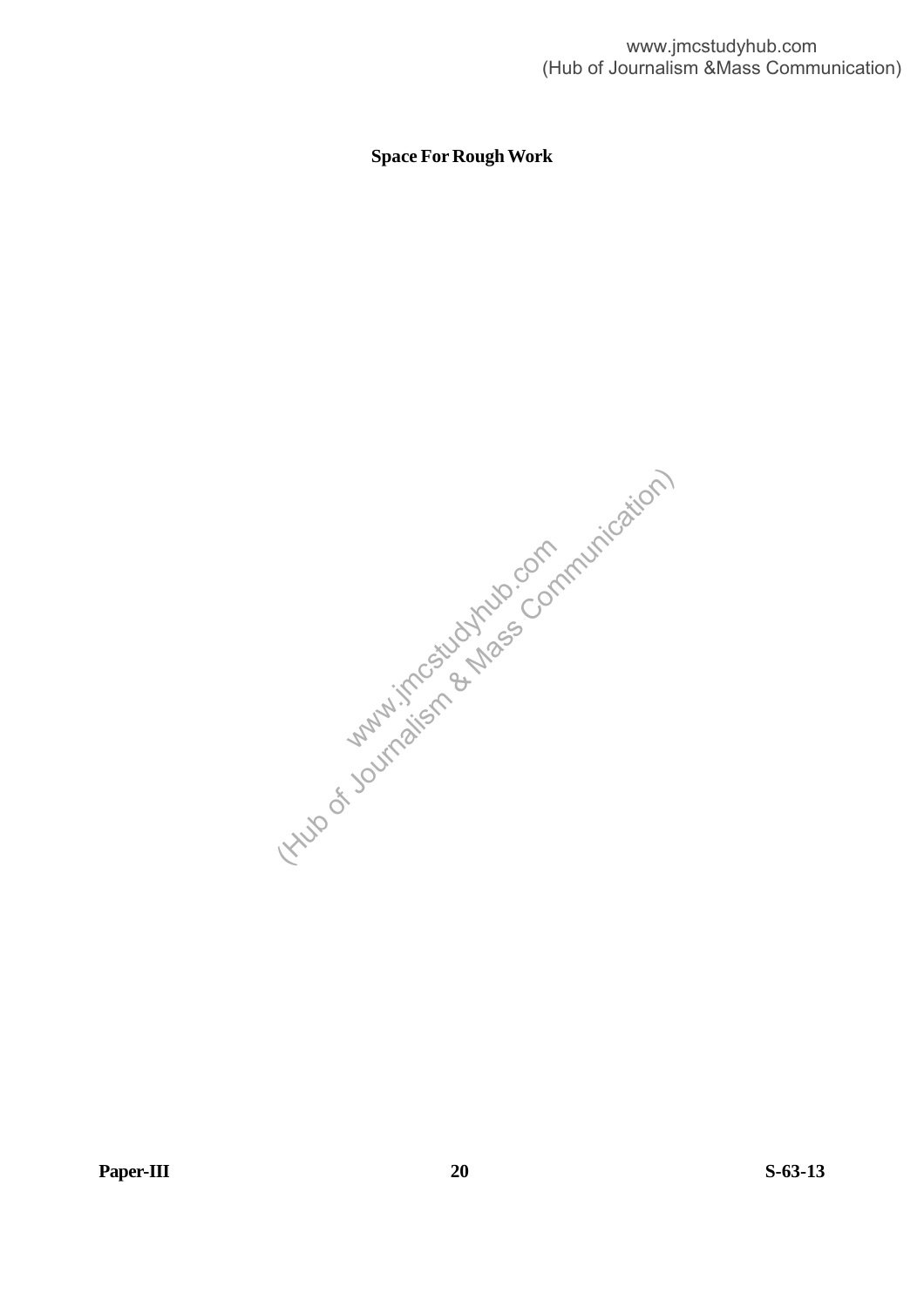**Space For Rough Work**